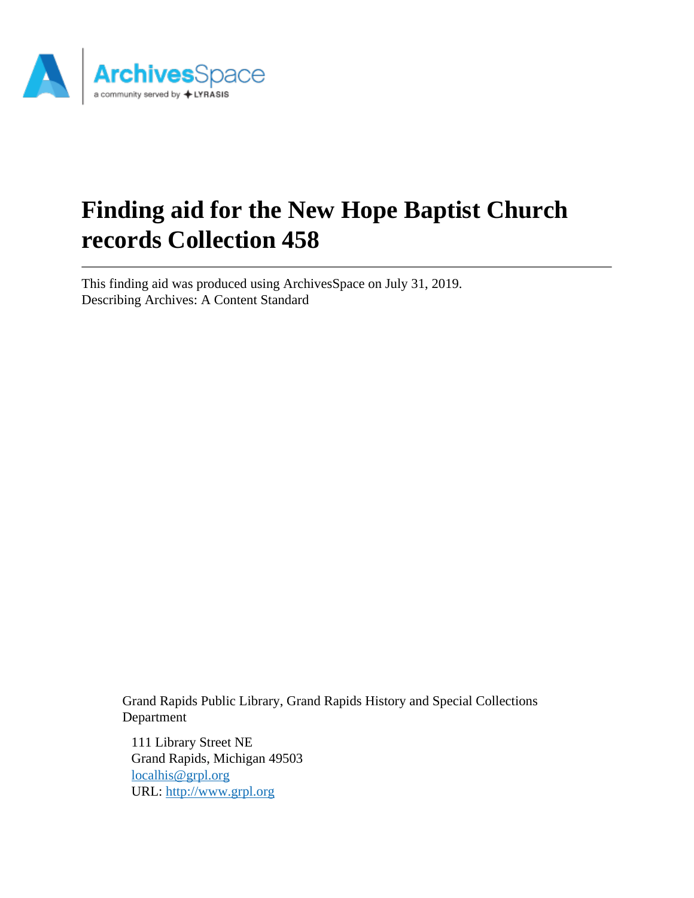# Finding aid for the New Hope Baptist Church records Collection 458

This finding aid was produced using ArchivesSpace on July 31, 2019.
Describing Archives: A Content Standard

Grand Rapids Public Library, Grand Rapids History and Special Collections Department

111 Library Street NE
Grand Rapids, Michigan 49503
localhis@grpl.org
URL: http://www.grpl.org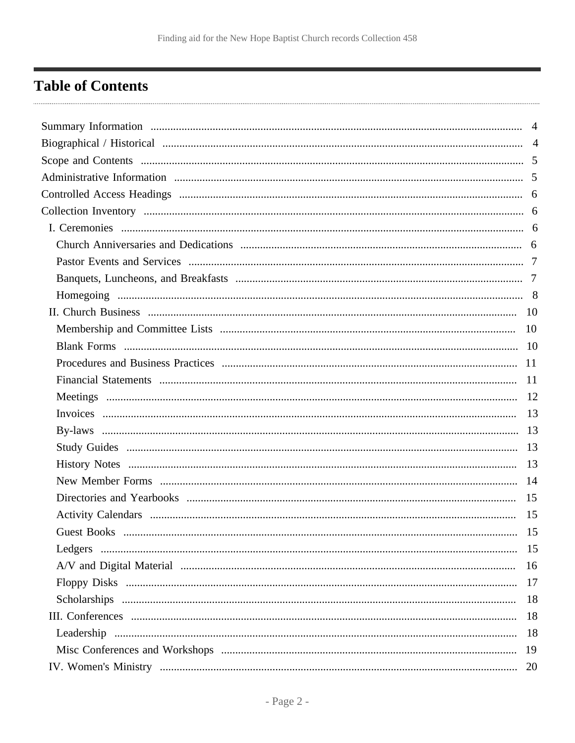# Table of Contents

- Summary Information ... 4
- Biographical / Historical ... 4
- Scope and Contents ... 5
- Administrative Information ... 5
- Controlled Access Headings ... 6
- Collection Inventory ... 6
  - I. Ceremonies ... 6
    - Church Anniversaries and Dedications ... 6
    - Pastor Events and Services ... 7
    - Banquets, Luncheons, and Breakfasts ... 7
    - Homegoing ... 8
  - II. Church Business ... 10
    - Membership and Committee Lists ... 10
    - Blank Forms ... 10
    - Procedures and Business Practices ... 11
    - Financial Statements ... 11
    - Meetings ... 12
    - Invoices ... 13
    - By-laws ... 13
    - Study Guides ... 13
    - History Notes ... 13
    - New Member Forms ... 14
    - Directories and Yearbooks ... 15
    - Activity Calendars ... 15
    - Guest Books ... 15
    - Ledgers ... 15
    - A/V and Digital Material ... 16
    - Floppy Disks ... 17
    - Scholarships ... 18
  - III. Conferences ... 18
    - Leadership ... 18
    - Misc Conferences and Workshops ... 19
  - IV. Women's Ministry ... 20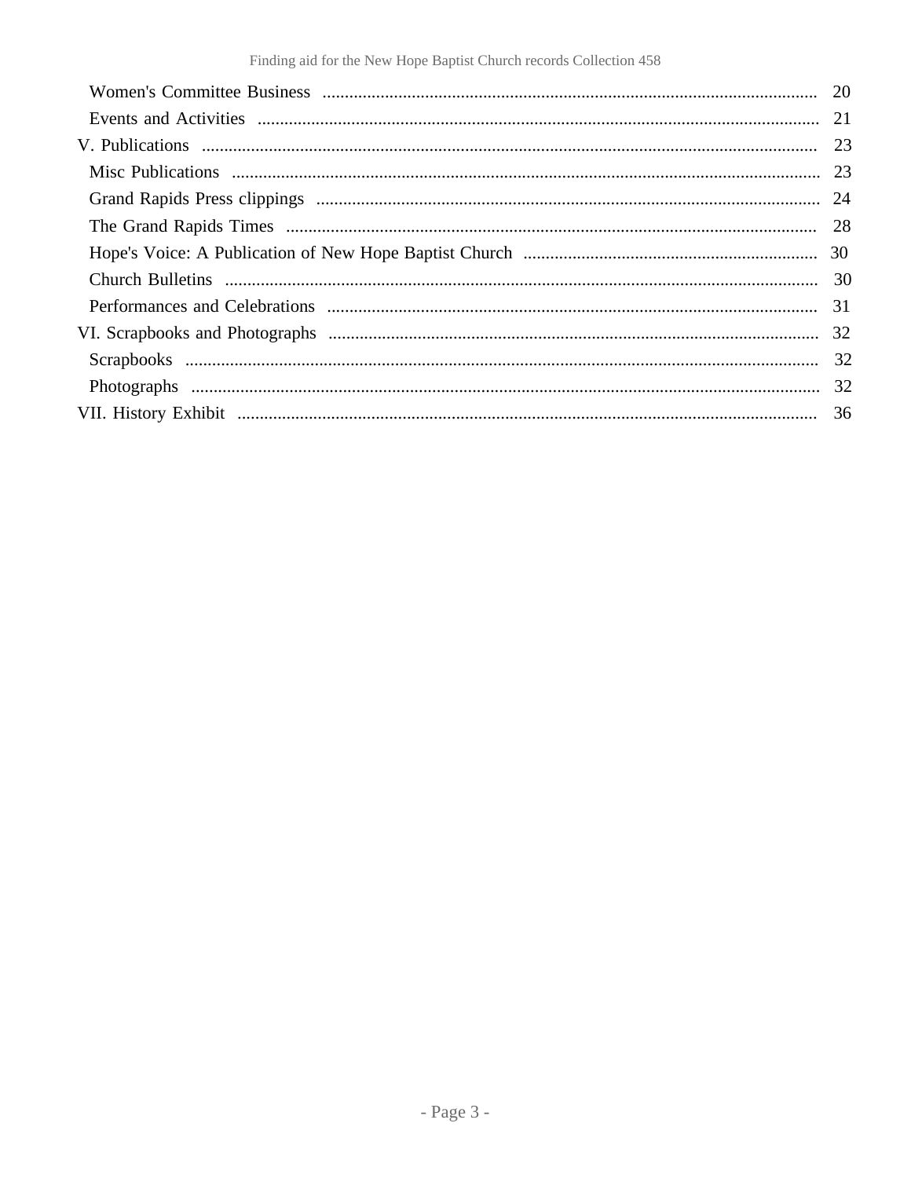Women's Committee Business ..... 20
Events and Activities ..... 21
V. Publications ..... 23
Misc Publications ..... 23
Grand Rapids Press clippings ..... 24
The Grand Rapids Times ..... 28
Hope's Voice: A Publication of New Hope Baptist Church ..... 30
Church Bulletins ..... 30
Performances and Celebrations ..... 31
VI. Scrapbooks and Photographs ..... 32
Scrapbooks ..... 32
Photographs ..... 32
VII. History Exhibit ..... 36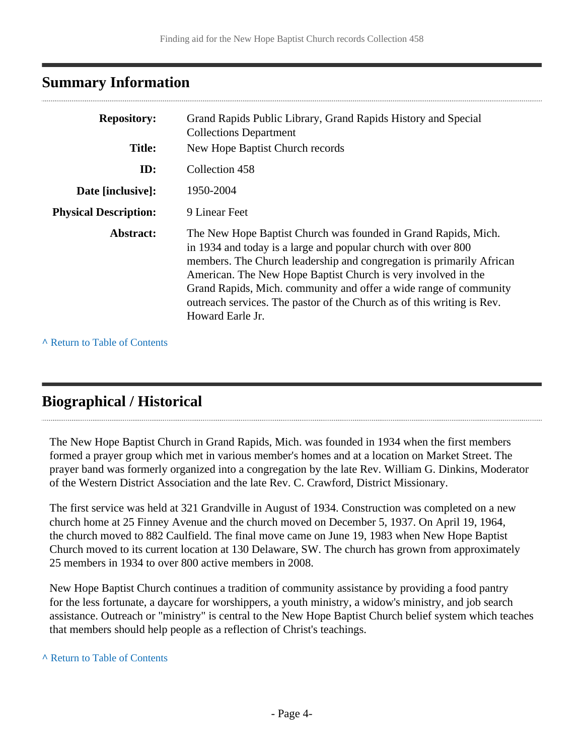## Summary Information

| | |
|---|---|
| **Repository:** | Grand Rapids Public Library, Grand Rapids History and Special Collections Department |
| **Title:** | New Hope Baptist Church records |
| **ID:** | Collection 458 |
| **Date [inclusive]:** | 1950-2004 |
| **Physical Description:** | 9 Linear Feet |
| **Abstract:** | The New Hope Baptist Church was founded in Grand Rapids, Mich. in 1934 and today is a large and popular church with over 800 members. The Church leadership and congregation is primarily African American. The New Hope Baptist Church is very involved in the Grand Rapids, Mich. community and offer a wide range of community outreach services. The pastor of the Church as of this writing is Rev. Howard Earle Jr. |

^ Return to Table of Contents

## Biographical / Historical

The New Hope Baptist Church in Grand Rapids, Mich. was founded in 1934 when the first members formed a prayer group which met in various member's homes and at a location on Market Street. The prayer band was formerly organized into a congregation by the late Rev. William G. Dinkins, Moderator of the Western District Association and the late Rev. C. Crawford, District Missionary.

The first service was held at 321 Grandville in August of 1934. Construction was completed on a new church home at 25 Finney Avenue and the church moved on December 5, 1937. On April 19, 1964, the church moved to 882 Caulfield. The final move came on June 19, 1983 when New Hope Baptist Church moved to its current location at 130 Delaware, SW. The church has grown from approximately 25 members in 1934 to over 800 active members in 2008.

New Hope Baptist Church continues a tradition of community assistance by providing a food pantry for the less fortunate, a daycare for worshippers, a youth ministry, a widow's ministry, and job search assistance. Outreach or "ministry" is central to the New Hope Baptist Church belief system which teaches that members should help people as a reflection of Christ's teachings.

^ Return to Table of Contents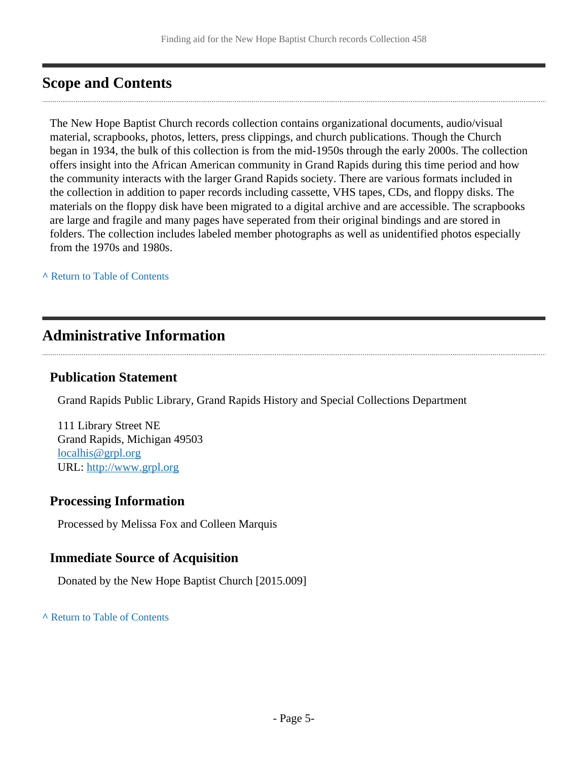## Scope and Contents

The New Hope Baptist Church records collection contains organizational documents, audio/visual material, scrapbooks, photos, letters, press clippings, and church publications. Though the Church began in 1934, the bulk of this collection is from the mid-1950s through the early 2000s. The collection offers insight into the African American community in Grand Rapids during this time period and how the community interacts with the larger Grand Rapids society. There are various formats included in the collection in addition to paper records including cassette, VHS tapes, CDs, and floppy disks. The materials on the floppy disk have been migrated to a digital archive and are accessible. The scrapbooks are large and fragile and many pages have seperated from their original bindings and are stored in folders. The collection includes labeled member photographs as well as unidentified photos especially from the 1970s and 1980s.

^ Return to Table of Contents

## Administrative Information

### Publication Statement

Grand Rapids Public Library, Grand Rapids History and Special Collections Department

111 Library Street NE
Grand Rapids, Michigan 49503
localhis@grpl.org
URL: http://www.grpl.org

### Processing Information

Processed by Melissa Fox and Colleen Marquis

### Immediate Source of Acquisition

Donated by the New Hope Baptist Church [2015.009]

^ Return to Table of Contents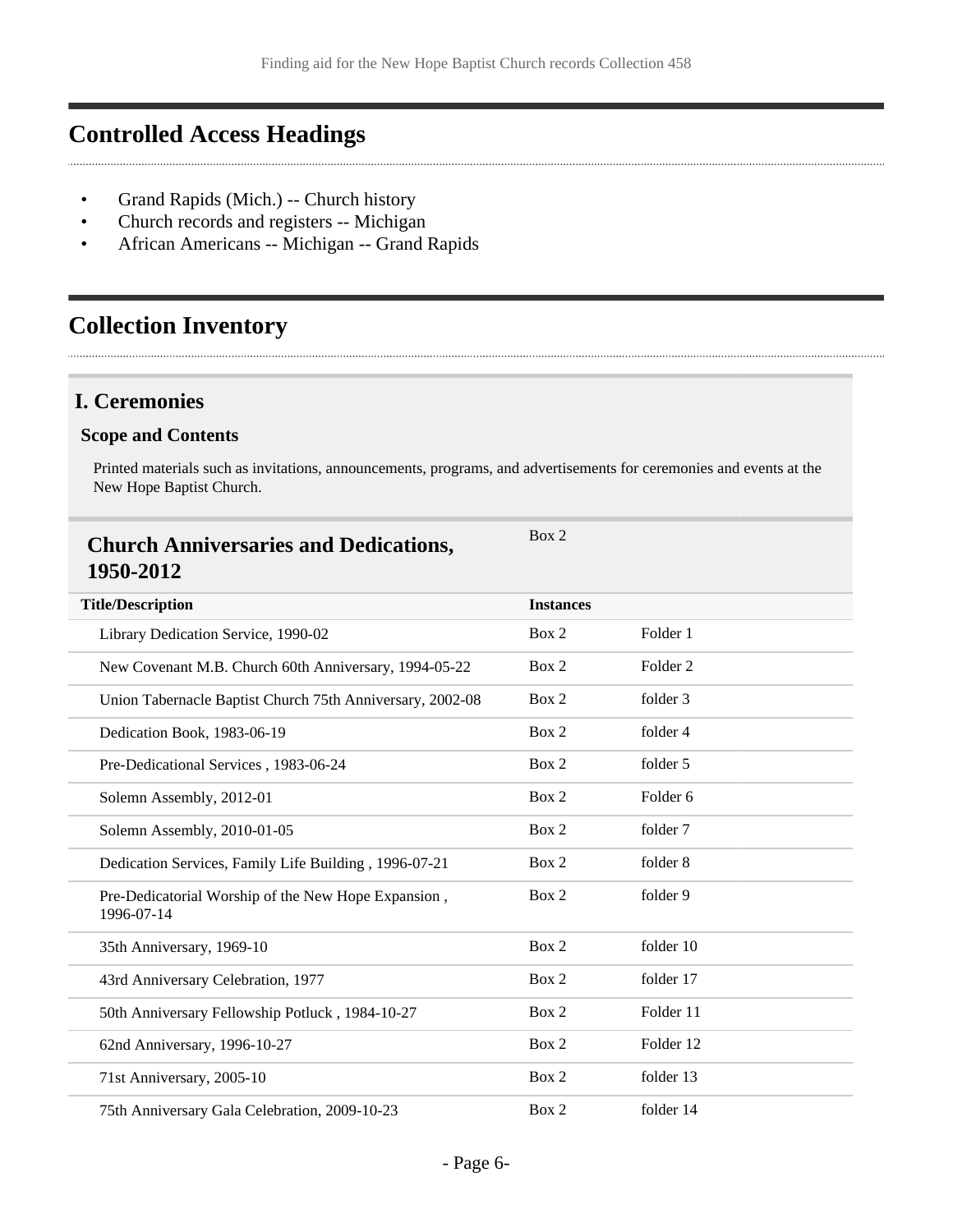## Controlled Access Headings

- Grand Rapids (Mich.) -- Church history
- Church records and registers -- Michigan
- African Americans -- Michigan -- Grand Rapids

## Collection Inventory

### I. Ceremonies

#### Scope and Contents

Printed materials such as invitations, announcements, programs, and advertisements for ceremonies and events at the New Hope Baptist Church.

### Church Anniversaries and Dedications, 1950-2012

Box 2

| Title/Description | Instances | |
|---|---|---|
| Library Dedication Service, 1990-02 | Box 2 | Folder 1 |
| New Covenant M.B. Church 60th Anniversary, 1994-05-22 | Box 2 | Folder 2 |
| Union Tabernacle Baptist Church 75th Anniversary, 2002-08 | Box 2 | folder 3 |
| Dedication Book, 1983-06-19 | Box 2 | folder 4 |
| Pre-Dedicational Services , 1983-06-24 | Box 2 | folder 5 |
| Solemn Assembly, 2012-01 | Box 2 | Folder 6 |
| Solemn Assembly, 2010-01-05 | Box 2 | folder 7 |
| Dedication Services, Family Life Building , 1996-07-21 | Box 2 | folder 8 |
| Pre-Dedicatorial Worship of the New Hope Expansion , 1996-07-14 | Box 2 | folder 9 |
| 35th Anniversary, 1969-10 | Box 2 | folder 10 |
| 43rd Anniversary Celebration, 1977 | Box 2 | folder 17 |
| 50th Anniversary Fellowship Potluck , 1984-10-27 | Box 2 | Folder 11 |
| 62nd Anniversary, 1996-10-27 | Box 2 | Folder 12 |
| 71st Anniversary, 2005-10 | Box 2 | folder 13 |
| 75th Anniversary Gala Celebration, 2009-10-23 | Box 2 | folder 14 |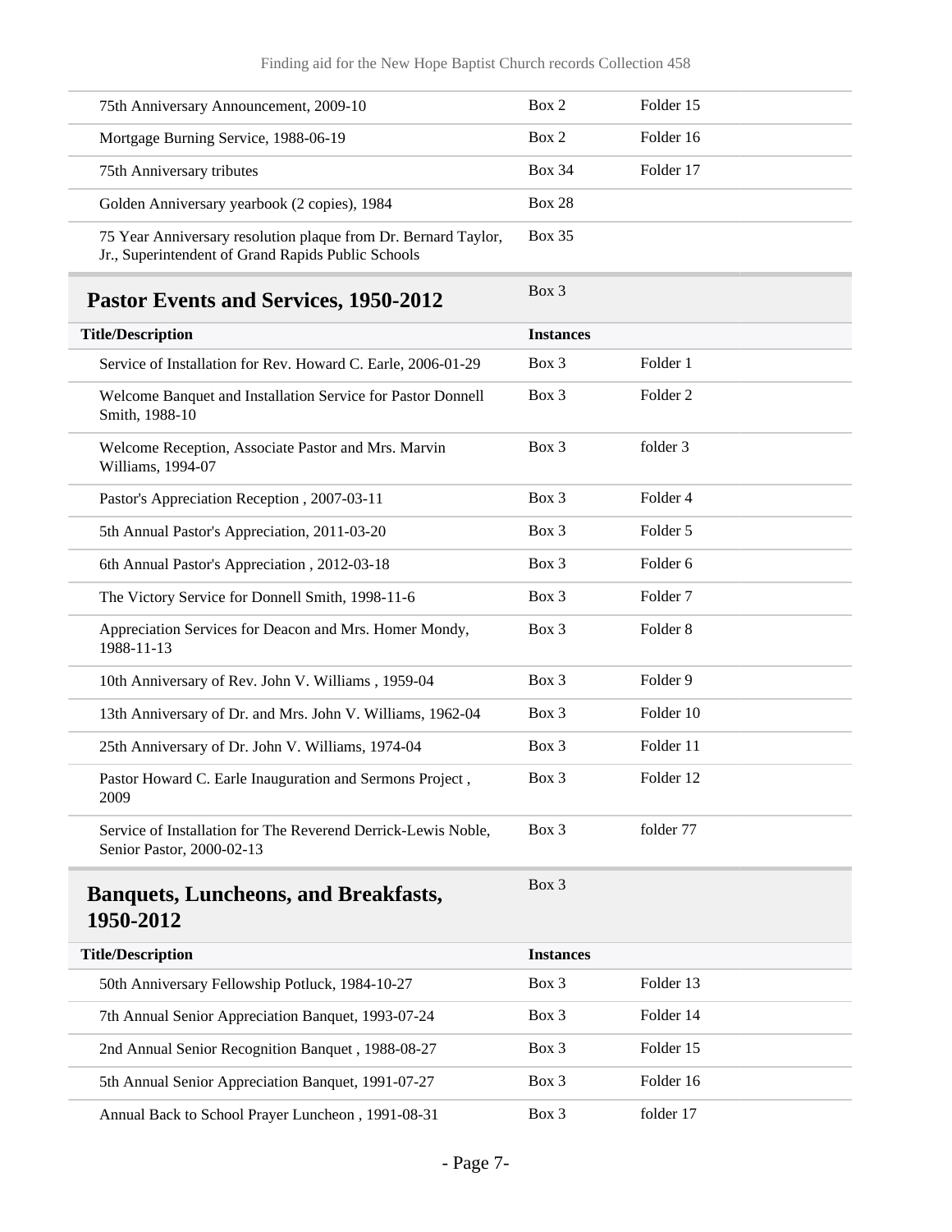| | | |
|---|---|---|
| 75th Anniversary Announcement, 2009-10 | Box 2 | Folder 15 |
| Mortgage Burning Service, 1988-06-19 | Box 2 | Folder 16 |
| 75th Anniversary tributes | Box 34 | Folder 17 |
| Golden Anniversary yearbook (2 copies), 1984 | Box 28 | |
| 75 Year Anniversary resolution plaque from Dr. Bernard Taylor, Jr., Superintendent of Grand Rapids Public Schools | Box 35 | |

## Pastor Events and Services, 1950-2012

Box 3

| Title/Description | Instances | |
|---|---|---|
| Service of Installation for Rev. Howard C. Earle, 2006-01-29 | Box 3 | Folder 1 |
| Welcome Banquet and Installation Service for Pastor Donnell Smith, 1988-10 | Box 3 | Folder 2 |
| Welcome Reception, Associate Pastor and Mrs. Marvin Williams, 1994-07 | Box 3 | folder 3 |
| Pastor's Appreciation Reception , 2007-03-11 | Box 3 | Folder 4 |
| 5th Annual Pastor's Appreciation, 2011-03-20 | Box 3 | Folder 5 |
| 6th Annual Pastor's Appreciation , 2012-03-18 | Box 3 | Folder 6 |
| The Victory Service for Donnell Smith, 1998-11-6 | Box 3 | Folder 7 |
| Appreciation Services for Deacon and Mrs. Homer Mondy, 1988-11-13 | Box 3 | Folder 8 |
| 10th Anniversary of Rev. John V. Williams , 1959-04 | Box 3 | Folder 9 |
| 13th Anniversary of Dr. and Mrs. John V. Williams, 1962-04 | Box 3 | Folder 10 |
| 25th Anniversary of Dr. John V. Williams, 1974-04 | Box 3 | Folder 11 |
| Pastor Howard C. Earle Inauguration and Sermons Project , 2009 | Box 3 | Folder 12 |
| Service of Installation for The Reverend Derrick-Lewis Noble, Senior Pastor, 2000-02-13 | Box 3 | folder 77 |

## Banquets, Luncheons, and Breakfasts, 1950-2012

Box 3

| Title/Description | Instances | |
|---|---|---|
| 50th Anniversary Fellowship Potluck, 1984-10-27 | Box 3 | Folder 13 |
| 7th Annual Senior Appreciation Banquet, 1993-07-24 | Box 3 | Folder 14 |
| 2nd Annual Senior Recognition Banquet , 1988-08-27 | Box 3 | Folder 15 |
| 5th Annual Senior Appreciation Banquet, 1991-07-27 | Box 3 | Folder 16 |
| Annual Back to School Prayer Luncheon , 1991-08-31 | Box 3 | folder 17 |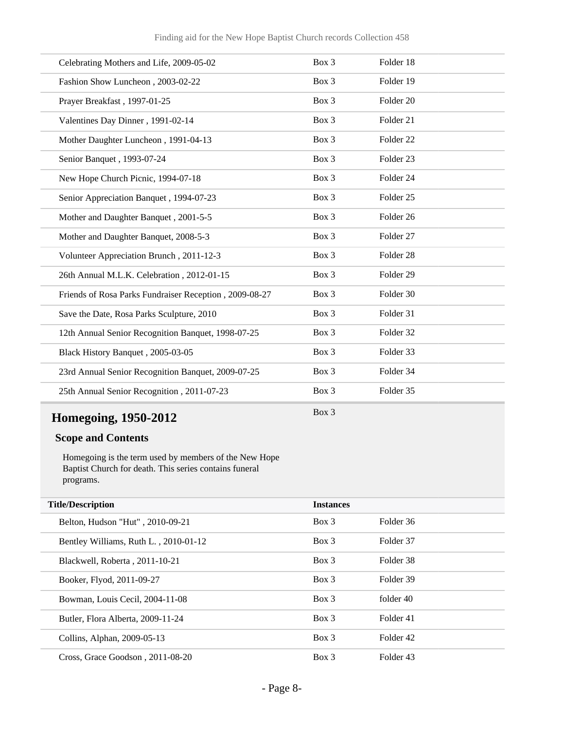| | | |
|---|---|---|
| Celebrating Mothers and Life, 2009-05-02 | Box 3 | Folder 18 |
| Fashion Show Luncheon , 2003-02-22 | Box 3 | Folder 19 |
| Prayer Breakfast , 1997-01-25 | Box 3 | Folder 20 |
| Valentines Day Dinner , 1991-02-14 | Box 3 | Folder 21 |
| Mother Daughter Luncheon , 1991-04-13 | Box 3 | Folder 22 |
| Senior Banquet , 1993-07-24 | Box 3 | Folder 23 |
| New Hope Church Picnic, 1994-07-18 | Box 3 | Folder 24 |
| Senior Appreciation Banquet , 1994-07-23 | Box 3 | Folder 25 |
| Mother and Daughter Banquet , 2001-5-5 | Box 3 | Folder 26 |
| Mother and Daughter Banquet, 2008-5-3 | Box 3 | Folder 27 |
| Volunteer Appreciation Brunch , 2011-12-3 | Box 3 | Folder 28 |
| 26th Annual M.L.K. Celebration , 2012-01-15 | Box 3 | Folder 29 |
| Friends of Rosa Parks Fundraiser Reception , 2009-08-27 | Box 3 | Folder 30 |
| Save the Date, Rosa Parks Sculpture, 2010 | Box 3 | Folder 31 |
| 12th Annual Senior Recognition Banquet, 1998-07-25 | Box 3 | Folder 32 |
| Black History Banquet , 2005-03-05 | Box 3 | Folder 33 |
| 23rd Annual Senior Recognition Banquet, 2009-07-25 | Box 3 | Folder 34 |
| 25th Annual Senior Recognition , 2011-07-23 | Box 3 | Folder 35 |

## Homegoing, 1950-2012

Box 3

### Scope and Contents

Homegoing is the term used by members of the New Hope Baptist Church for death. This series contains funeral programs.

| Title/Description | Instances | |
|---|---|---|
| Belton, Hudson "Hut" , 2010-09-21 | Box 3 | Folder 36 |
| Bentley Williams, Ruth L. , 2010-01-12 | Box 3 | Folder 37 |
| Blackwell, Roberta , 2011-10-21 | Box 3 | Folder 38 |
| Booker, Flyod, 2011-09-27 | Box 3 | Folder 39 |
| Bowman, Louis Cecil, 2004-11-08 | Box 3 | folder 40 |
| Butler, Flora Alberta, 2009-11-24 | Box 3 | Folder 41 |
| Collins, Alphan, 2009-05-13 | Box 3 | Folder 42 |
| Cross, Grace Goodson , 2011-08-20 | Box 3 | Folder 43 |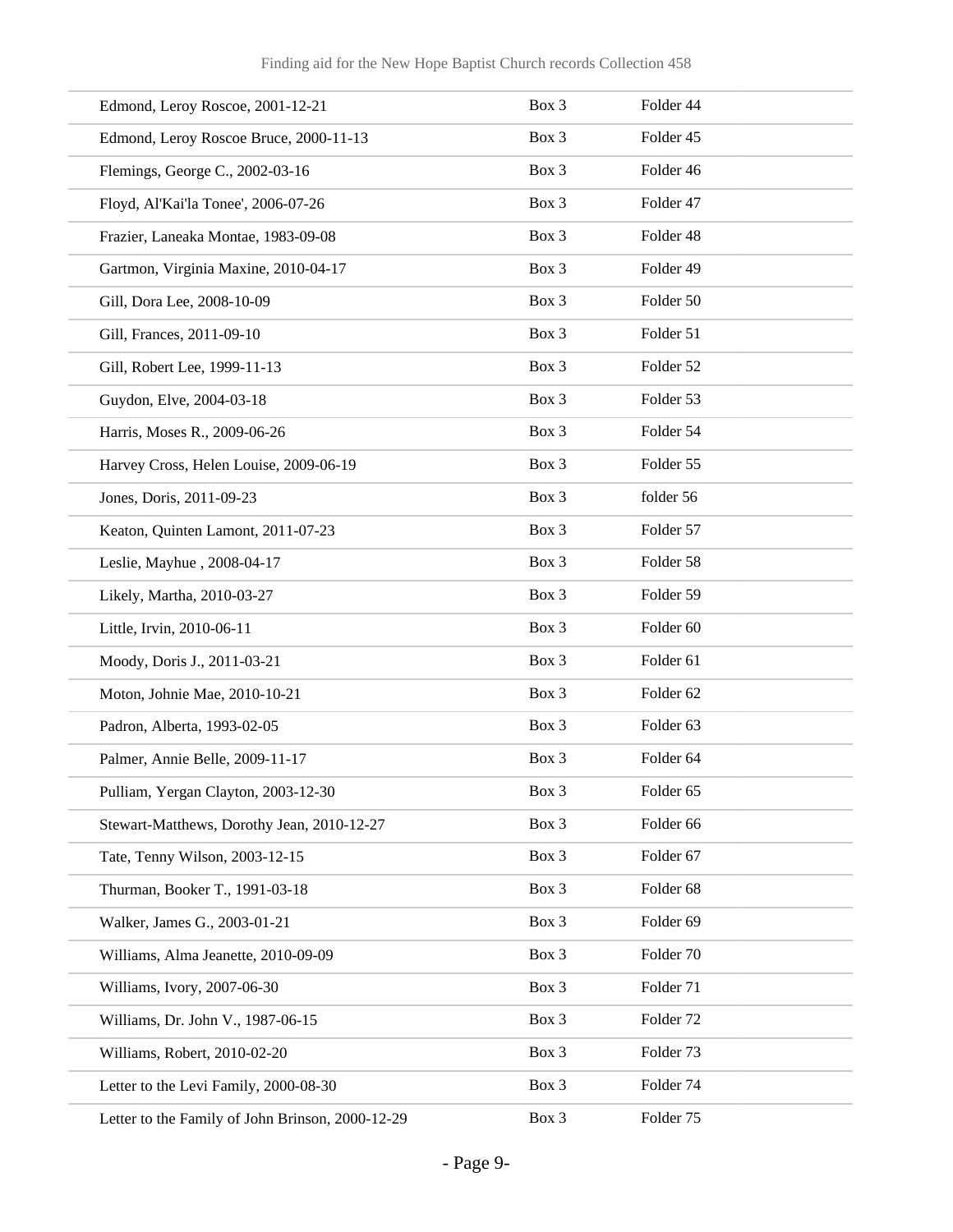| | | |
|---|---|---|
| Edmond, Leroy Roscoe, 2001-12-21 | Box 3 | Folder 44 |
| Edmond, Leroy Roscoe Bruce, 2000-11-13 | Box 3 | Folder 45 |
| Flemings, George C., 2002-03-16 | Box 3 | Folder 46 |
| Floyd, Al'Kai'la Tonee', 2006-07-26 | Box 3 | Folder 47 |
| Frazier, Laneaka Montae, 1983-09-08 | Box 3 | Folder 48 |
| Gartmon, Virginia Maxine, 2010-04-17 | Box 3 | Folder 49 |
| Gill, Dora Lee, 2008-10-09 | Box 3 | Folder 50 |
| Gill, Frances, 2011-09-10 | Box 3 | Folder 51 |
| Gill, Robert Lee, 1999-11-13 | Box 3 | Folder 52 |
| Guydon, Elve, 2004-03-18 | Box 3 | Folder 53 |
| Harris, Moses R., 2009-06-26 | Box 3 | Folder 54 |
| Harvey Cross, Helen Louise, 2009-06-19 | Box 3 | Folder 55 |
| Jones, Doris, 2011-09-23 | Box 3 | folder 56 |
| Keaton, Quinten Lamont, 2011-07-23 | Box 3 | Folder 57 |
| Leslie, Mayhue , 2008-04-17 | Box 3 | Folder 58 |
| Likely, Martha, 2010-03-27 | Box 3 | Folder 59 |
| Little, Irvin, 2010-06-11 | Box 3 | Folder 60 |
| Moody, Doris J., 2011-03-21 | Box 3 | Folder 61 |
| Moton, Johnie Mae, 2010-10-21 | Box 3 | Folder 62 |
| Padron, Alberta, 1993-02-05 | Box 3 | Folder 63 |
| Palmer, Annie Belle, 2009-11-17 | Box 3 | Folder 64 |
| Pulliam, Yergan Clayton, 2003-12-30 | Box 3 | Folder 65 |
| Stewart-Matthews, Dorothy Jean, 2010-12-27 | Box 3 | Folder 66 |
| Tate, Tenny Wilson, 2003-12-15 | Box 3 | Folder 67 |
| Thurman, Booker T., 1991-03-18 | Box 3 | Folder 68 |
| Walker, James G., 2003-01-21 | Box 3 | Folder 69 |
| Williams, Alma Jeanette, 2010-09-09 | Box 3 | Folder 70 |
| Williams, Ivory, 2007-06-30 | Box 3 | Folder 71 |
| Williams, Dr. John V., 1987-06-15 | Box 3 | Folder 72 |
| Williams, Robert, 2010-02-20 | Box 3 | Folder 73 |
| Letter to the Levi Family, 2000-08-30 | Box 3 | Folder 74 |
| Letter to the Family of John Brinson, 2000-12-29 | Box 3 | Folder 75 |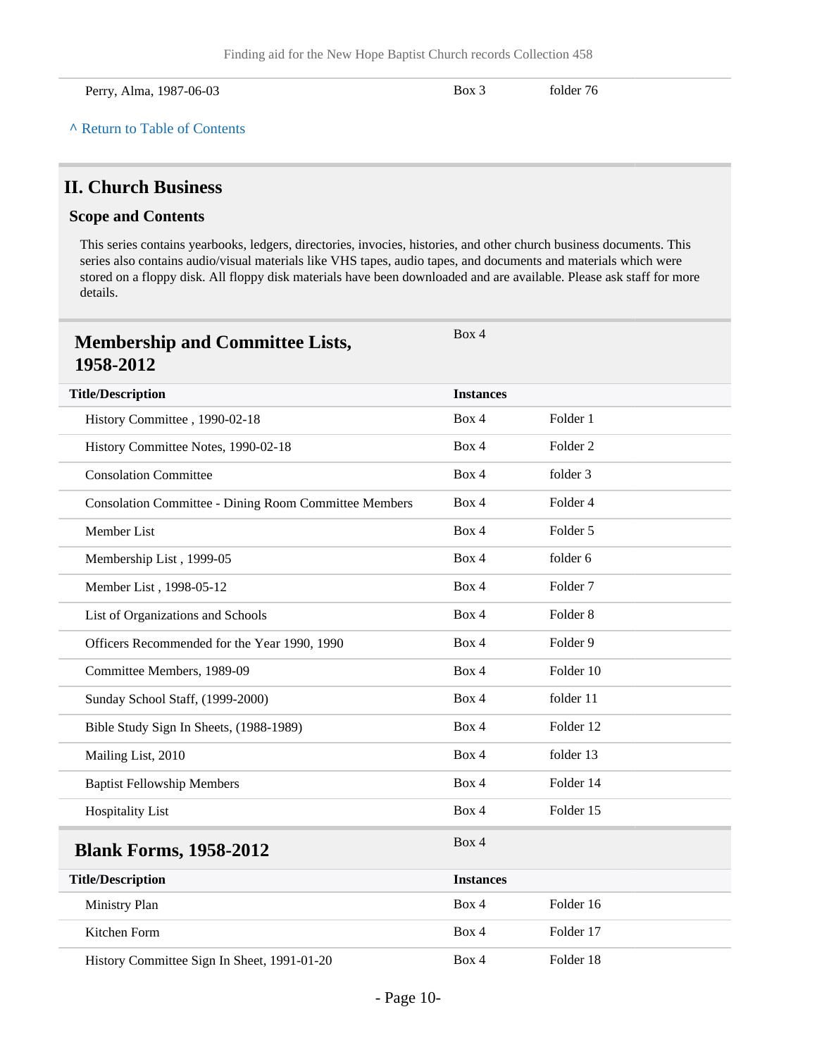| Title/Description | Instances | |
|---|---|---|
| Perry, Alma, 1987-06-03 | Box 3 | folder 76 |

^ Return to Table of Contents

## II. Church Business

### Scope and Contents

This series contains yearbooks, ledgers, directories, invocies, histories, and other church business documents. This series also contains audio/visual materials like VHS tapes, audio tapes, and documents and materials which were stored on a floppy disk. All floppy disk materials have been downloaded and are available. Please ask staff for more details.

### Membership and Committee Lists, 1958-2012

Box 4

| Title/Description | Instances | |
|---|---|---|
| History Committee , 1990-02-18 | Box 4 | Folder 1 |
| History Committee Notes, 1990-02-18 | Box 4 | Folder 2 |
| Consolation Committee | Box 4 | folder 3 |
| Consolation Committee - Dining Room Committee Members | Box 4 | Folder 4 |
| Member List | Box 4 | Folder 5 |
| Membership List , 1999-05 | Box 4 | folder 6 |
| Member List , 1998-05-12 | Box 4 | Folder 7 |
| List of Organizations and Schools | Box 4 | Folder 8 |
| Officers Recommended for the Year 1990, 1990 | Box 4 | Folder 9 |
| Committee Members, 1989-09 | Box 4 | Folder 10 |
| Sunday School Staff, (1999-2000) | Box 4 | folder 11 |
| Bible Study Sign In Sheets, (1988-1989) | Box 4 | Folder 12 |
| Mailing List, 2010 | Box 4 | folder 13 |
| Baptist Fellowship Members | Box 4 | Folder 14 |
| Hospitality List | Box 4 | Folder 15 |

### Blank Forms, 1958-2012

Box 4

| Title/Description | Instances | |
|---|---|---|
| Ministry Plan | Box 4 | Folder 16 |
| Kitchen Form | Box 4 | Folder 17 |
| History Committee Sign In Sheet, 1991-01-20 | Box 4 | Folder 18 |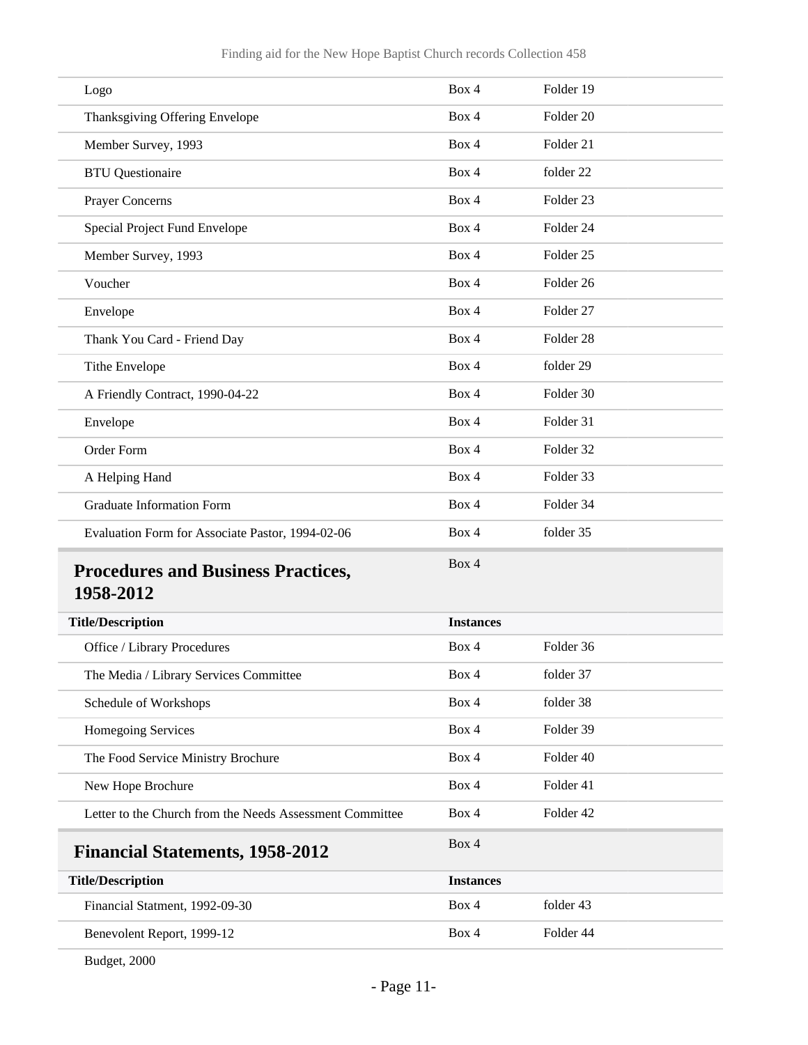| | | |
|---|---|---|
| Logo | Box 4 | Folder 19 |
| Thanksgiving Offering Envelope | Box 4 | Folder 20 |
| Member Survey, 1993 | Box 4 | Folder 21 |
| BTU Questionaire | Box 4 | folder 22 |
| Prayer Concerns | Box 4 | Folder 23 |
| Special Project Fund Envelope | Box 4 | Folder 24 |
| Member Survey, 1993 | Box 4 | Folder 25 |
| Voucher | Box 4 | Folder 26 |
| Envelope | Box 4 | Folder 27 |
| Thank You Card - Friend Day | Box 4 | Folder 28 |
| Tithe Envelope | Box 4 | folder 29 |
| A Friendly Contract, 1990-04-22 | Box 4 | Folder 30 |
| Envelope | Box 4 | Folder 31 |
| Order Form | Box 4 | Folder 32 |
| A Helping Hand | Box 4 | Folder 33 |
| Graduate Information Form | Box 4 | Folder 34 |
| Evaluation Form for Associate Pastor, 1994-02-06 | Box 4 | folder 35 |

## Procedures and Business Practices, 1958-2012

Box 4

| Title/Description | Instances | |
|---|---|---|
| Office / Library Procedures | Box 4 | Folder 36 |
| The Media / Library Services Committee | Box 4 | folder 37 |
| Schedule of Workshops | Box 4 | folder 38 |
| Homegoing Services | Box 4 | Folder 39 |
| The Food Service Ministry Brochure | Box 4 | Folder 40 |
| New Hope Brochure | Box 4 | Folder 41 |
| Letter to the Church from the Needs Assessment Committee | Box 4 | Folder 42 |

## Financial Statements, 1958-2012

Box 4

| Title/Description | Instances | |
|---|---|---|
| Financial Statment, 1992-09-30 | Box 4 | folder 43 |
| Benevolent Report, 1999-12 | Box 4 | Folder 44 |
| Budget, 2000 | | |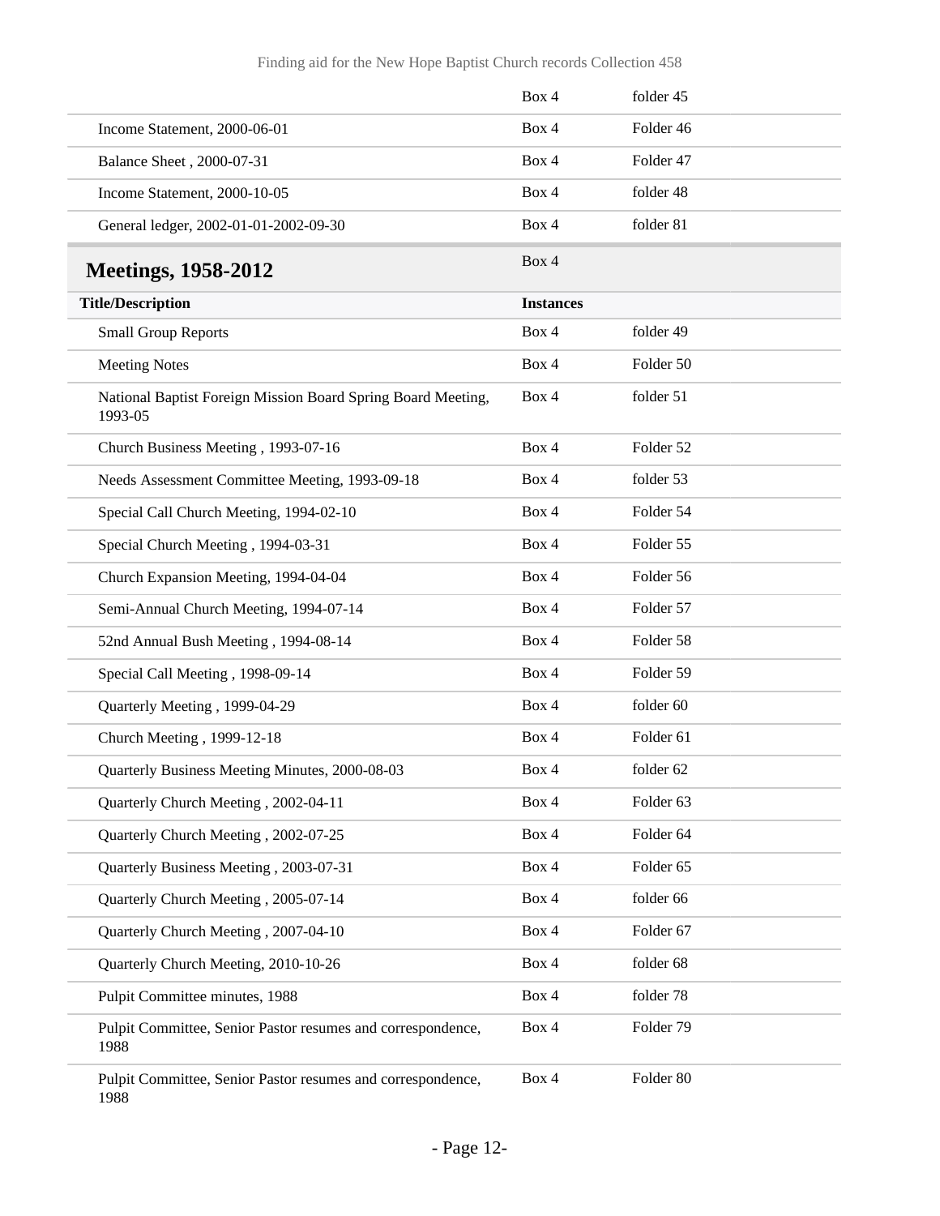| | | |
|---|---|---|
| | Box 4 | folder 45 |
| Income Statement, 2000-06-01 | Box 4 | Folder 46 |
| Balance Sheet , 2000-07-31 | Box 4 | Folder 47 |
| Income Statement, 2000-10-05 | Box 4 | folder 48 |
| General ledger, 2002-01-01-2002-09-30 | Box 4 | folder 81 |

## Meetings, 1958-2012

Box 4

| Title/Description | Instances | |
|---|---|---|
| Small Group Reports | Box 4 | folder 49 |
| Meeting Notes | Box 4 | Folder 50 |
| National Baptist Foreign Mission Board Spring Board Meeting, 1993-05 | Box 4 | folder 51 |
| Church Business Meeting , 1993-07-16 | Box 4 | Folder 52 |
| Needs Assessment Committee Meeting, 1993-09-18 | Box 4 | folder 53 |
| Special Call Church Meeting, 1994-02-10 | Box 4 | Folder 54 |
| Special Church Meeting , 1994-03-31 | Box 4 | Folder 55 |
| Church Expansion Meeting, 1994-04-04 | Box 4 | Folder 56 |
| Semi-Annual Church Meeting, 1994-07-14 | Box 4 | Folder 57 |
| 52nd Annual Bush Meeting , 1994-08-14 | Box 4 | Folder 58 |
| Special Call Meeting , 1998-09-14 | Box 4 | Folder 59 |
| Quarterly Meeting , 1999-04-29 | Box 4 | folder 60 |
| Church Meeting , 1999-12-18 | Box 4 | Folder 61 |
| Quarterly Business Meeting Minutes, 2000-08-03 | Box 4 | folder 62 |
| Quarterly Church Meeting , 2002-04-11 | Box 4 | Folder 63 |
| Quarterly Church Meeting , 2002-07-25 | Box 4 | Folder 64 |
| Quarterly Business Meeting , 2003-07-31 | Box 4 | Folder 65 |
| Quarterly Church Meeting , 2005-07-14 | Box 4 | folder 66 |
| Quarterly Church Meeting , 2007-04-10 | Box 4 | Folder 67 |
| Quarterly Church Meeting, 2010-10-26 | Box 4 | folder 68 |
| Pulpit Committee minutes, 1988 | Box 4 | folder 78 |
| Pulpit Committee, Senior Pastor resumes and correspondence, 1988 | Box 4 | Folder 79 |
| Pulpit Committee, Senior Pastor resumes and correspondence, 1988 | Box 4 | Folder 80 |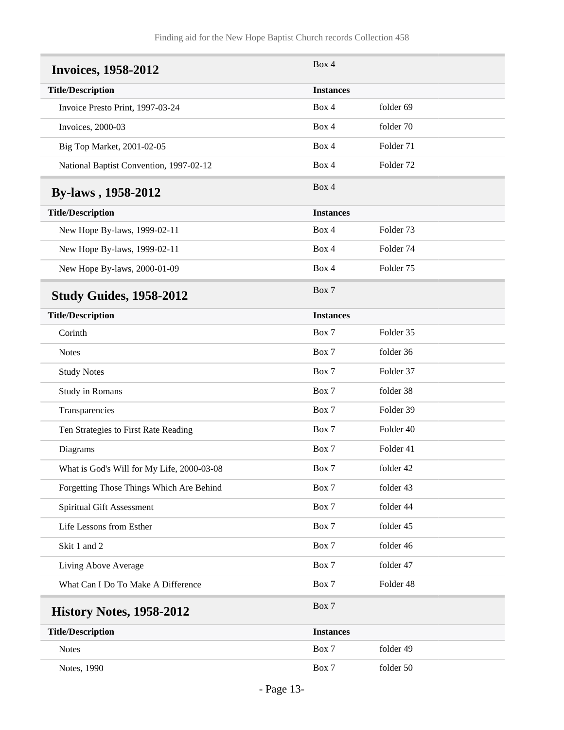## Invoices, 1958-2012

Box 4

| Title/Description | Instances | |
|---|---|---|
| Invoice Presto Print, 1997-03-24 | Box 4 | folder 69 |
| Invoices, 2000-03 | Box 4 | folder 70 |
| Big Top Market, 2001-02-05 | Box 4 | Folder 71 |
| National Baptist Convention, 1997-02-12 | Box 4 | Folder 72 |

## By-laws , 1958-2012

Box 4

| Title/Description | Instances | |
|---|---|---|
| New Hope By-laws, 1999-02-11 | Box 4 | Folder 73 |
| New Hope By-laws, 1999-02-11 | Box 4 | Folder 74 |
| New Hope By-laws, 2000-01-09 | Box 4 | Folder 75 |

## Study Guides, 1958-2012

Box 7

| Title/Description | Instances | |
|---|---|---|
| Corinth | Box 7 | Folder 35 |
| Notes | Box 7 | folder 36 |
| Study Notes | Box 7 | Folder 37 |
| Study in Romans | Box 7 | folder 38 |
| Transparencies | Box 7 | Folder 39 |
| Ten Strategies to First Rate Reading | Box 7 | Folder 40 |
| Diagrams | Box 7 | Folder 41 |
| What is God's Will for My Life, 2000-03-08 | Box 7 | folder 42 |
| Forgetting Those Things Which Are Behind | Box 7 | folder 43 |
| Spiritual Gift Assessment | Box 7 | folder 44 |
| Life Lessons from Esther | Box 7 | folder 45 |
| Skit 1 and 2 | Box 7 | folder 46 |
| Living Above Average | Box 7 | folder 47 |
| What Can I Do To Make A Difference | Box 7 | Folder 48 |

## History Notes, 1958-2012

Box 7

| Title/Description | Instances | |
|---|---|---|
| Notes | Box 7 | folder 49 |
| Notes, 1990 | Box 7 | folder 50 |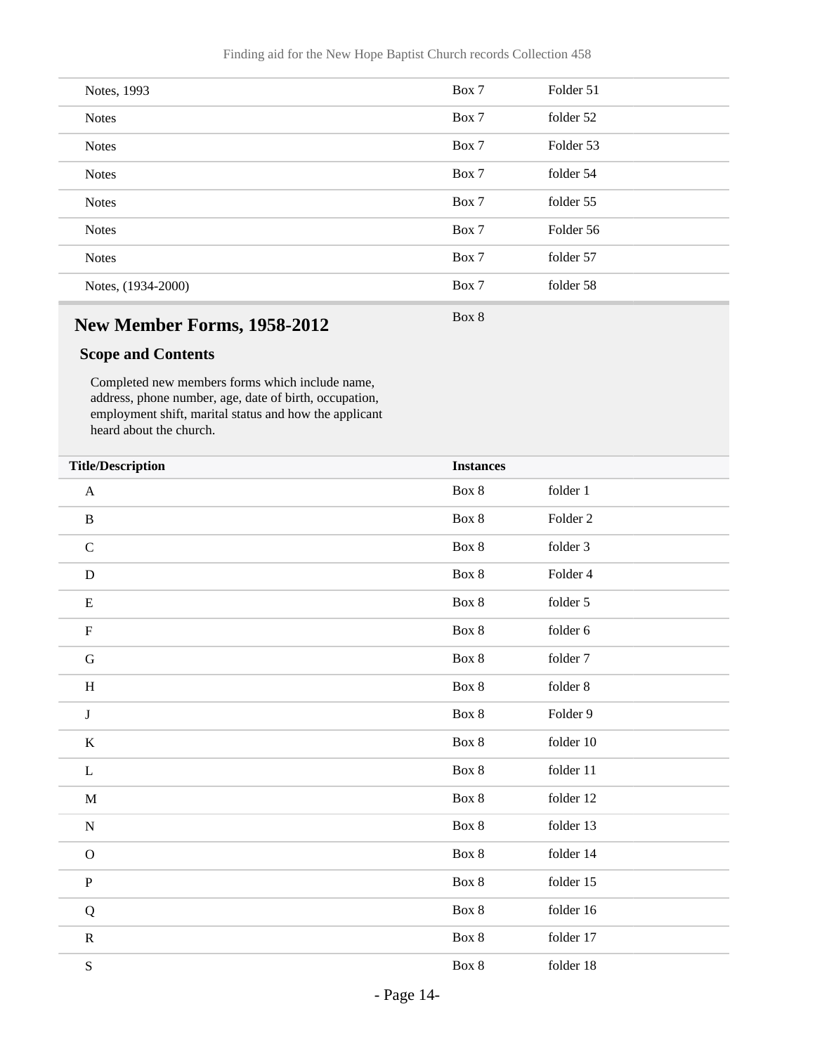| | | |
|---|---|---|
| Notes, 1993 | Box 7 | Folder 51 |
| Notes | Box 7 | folder 52 |
| Notes | Box 7 | Folder 53 |
| Notes | Box 7 | folder 54 |
| Notes | Box 7 | folder 55 |
| Notes | Box 7 | Folder 56 |
| Notes | Box 7 | folder 57 |
| Notes, (1934-2000) | Box 7 | folder 58 |

## New Member Forms, 1958-2012

Box 8

### Scope and Contents

Completed new members forms which include name, address, phone number, age, date of birth, occupation, employment shift, marital status and how the applicant heard about the church.

| Title/Description | Instances | |
|---|---|---|
| A | Box 8 | folder 1 |
| B | Box 8 | Folder 2 |
| C | Box 8 | folder 3 |
| D | Box 8 | Folder 4 |
| E | Box 8 | folder 5 |
| F | Box 8 | folder 6 |
| G | Box 8 | folder 7 |
| H | Box 8 | folder 8 |
| J | Box 8 | Folder 9 |
| K | Box 8 | folder 10 |
| L | Box 8 | folder 11 |
| M | Box 8 | folder 12 |
| N | Box 8 | folder 13 |
| O | Box 8 | folder 14 |
| P | Box 8 | folder 15 |
| Q | Box 8 | folder 16 |
| R | Box 8 | folder 17 |
| S | Box 8 | folder 18 |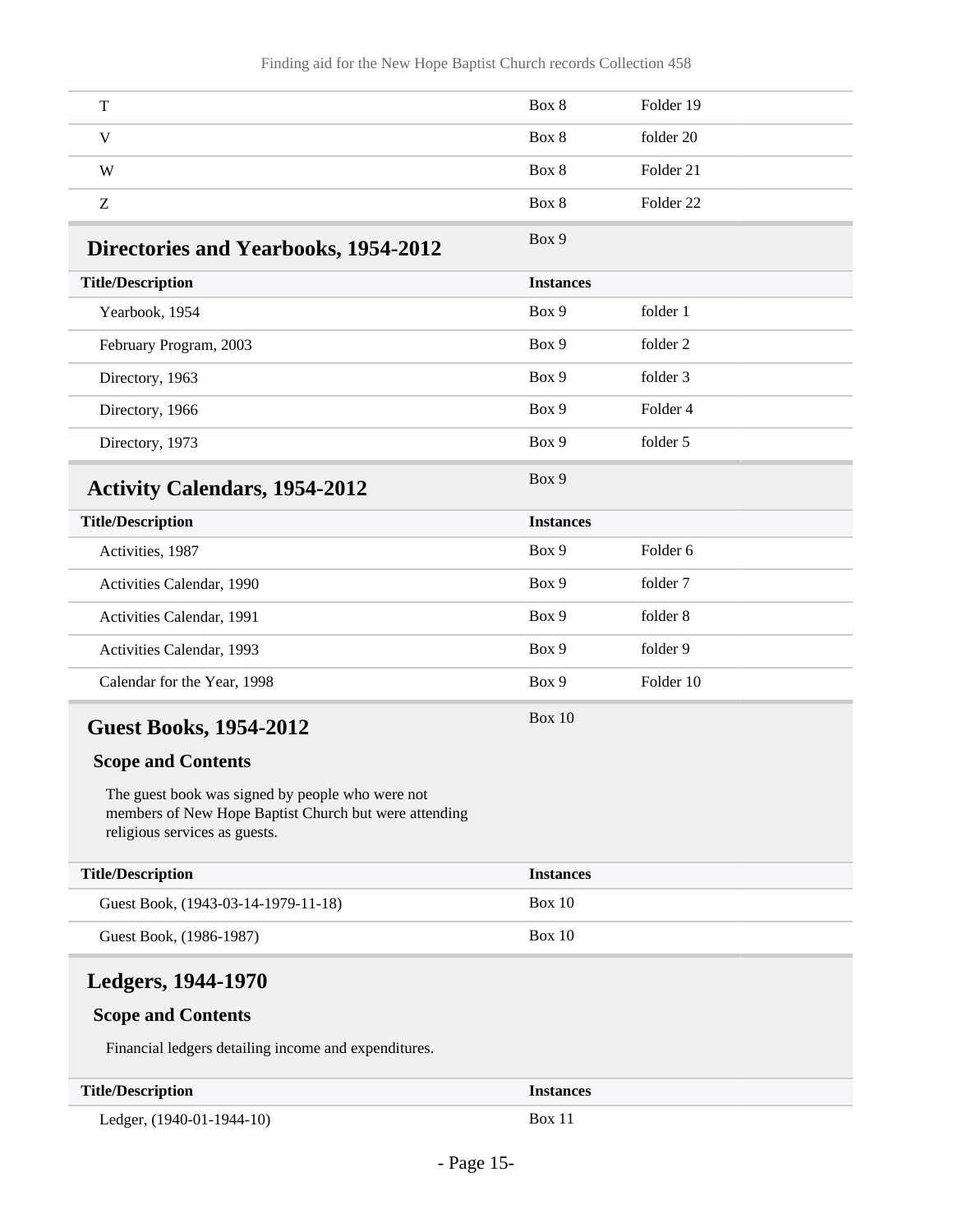| | | |
|---|---|---|
| T | Box 8 | Folder 19 |
| V | Box 8 | folder 20 |
| W | Box 8 | Folder 21 |
| Z | Box 8 | Folder 22 |

## Directories and Yearbooks, 1954-2012

Box 9

| Title/Description | Instances | |
|---|---|---|
| Yearbook, 1954 | Box 9 | folder 1 |
| February Program, 2003 | Box 9 | folder 2 |
| Directory, 1963 | Box 9 | folder 3 |
| Directory, 1966 | Box 9 | Folder 4 |
| Directory, 1973 | Box 9 | folder 5 |

## Activity Calendars, 1954-2012

Box 9

| Title/Description | Instances | |
|---|---|---|
| Activities, 1987 | Box 9 | Folder 6 |
| Activities Calendar, 1990 | Box 9 | folder 7 |
| Activities Calendar, 1991 | Box 9 | folder 8 |
| Activities Calendar, 1993 | Box 9 | folder 9 |
| Calendar for the Year, 1998 | Box 9 | Folder 10 |

## Guest Books, 1954-2012

Box 10

### Scope and Contents

The guest book was signed by people who were not members of New Hope Baptist Church but were attending religious services as guests.

| Title/Description | Instances |
|---|---|
| Guest Book, (1943-03-14-1979-11-18) | Box 10 |
| Guest Book, (1986-1987) | Box 10 |

## Ledgers, 1944-1970

### Scope and Contents

Financial ledgers detailing income and expenditures.

| Title/Description | Instances |
|---|---|
| Ledger, (1940-01-1944-10) | Box 11 |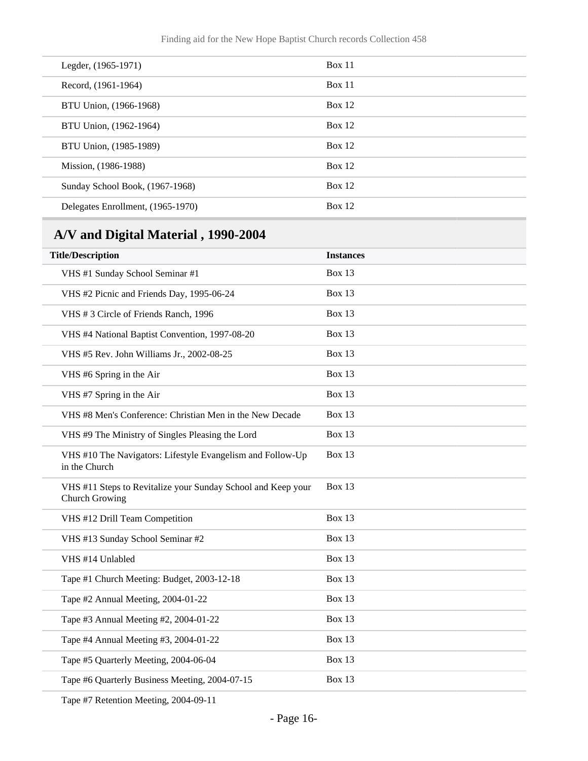| | |
|---|---|
| Legder, (1965-1971) | Box 11 |
| Record, (1961-1964) | Box 11 |
| BTU Union, (1966-1968) | Box 12 |
| BTU Union, (1962-1964) | Box 12 |
| BTU Union, (1985-1989) | Box 12 |
| Mission, (1986-1988) | Box 12 |
| Sunday School Book, (1967-1968) | Box 12 |
| Delegates Enrollment, (1965-1970) | Box 12 |

## A/V and Digital Material , 1990-2004

| Title/Description | Instances |
|---|---|
| VHS #1 Sunday School Seminar #1 | Box 13 |
| VHS #2 Picnic and Friends Day, 1995-06-24 | Box 13 |
| VHS # 3 Circle of Friends Ranch, 1996 | Box 13 |
| VHS #4 National Baptist Convention, 1997-08-20 | Box 13 |
| VHS #5 Rev. John Williams Jr., 2002-08-25 | Box 13 |
| VHS #6 Spring in the Air | Box 13 |
| VHS #7 Spring in the Air | Box 13 |
| VHS #8 Men's Conference: Christian Men in the New Decade | Box 13 |
| VHS #9 The Ministry of Singles Pleasing the Lord | Box 13 |
| VHS #10 The Navigators: Lifestyle Evangelism and Follow-Up in the Church | Box 13 |
| VHS #11 Steps to Revitalize your Sunday School and Keep your Church Growing | Box 13 |
| VHS #12 Drill Team Competition | Box 13 |
| VHS #13 Sunday School Seminar #2 | Box 13 |
| VHS #14 Unlabled | Box 13 |
| Tape #1 Church Meeting: Budget, 2003-12-18 | Box 13 |
| Tape #2 Annual Meeting, 2004-01-22 | Box 13 |
| Tape #3 Annual Meeting #2, 2004-01-22 | Box 13 |
| Tape #4 Annual Meeting #3, 2004-01-22 | Box 13 |
| Tape #5 Quarterly Meeting, 2004-06-04 | Box 13 |
| Tape #6 Quarterly Business Meeting, 2004-07-15 | Box 13 |
| Tape #7 Retention Meeting, 2004-09-11 | |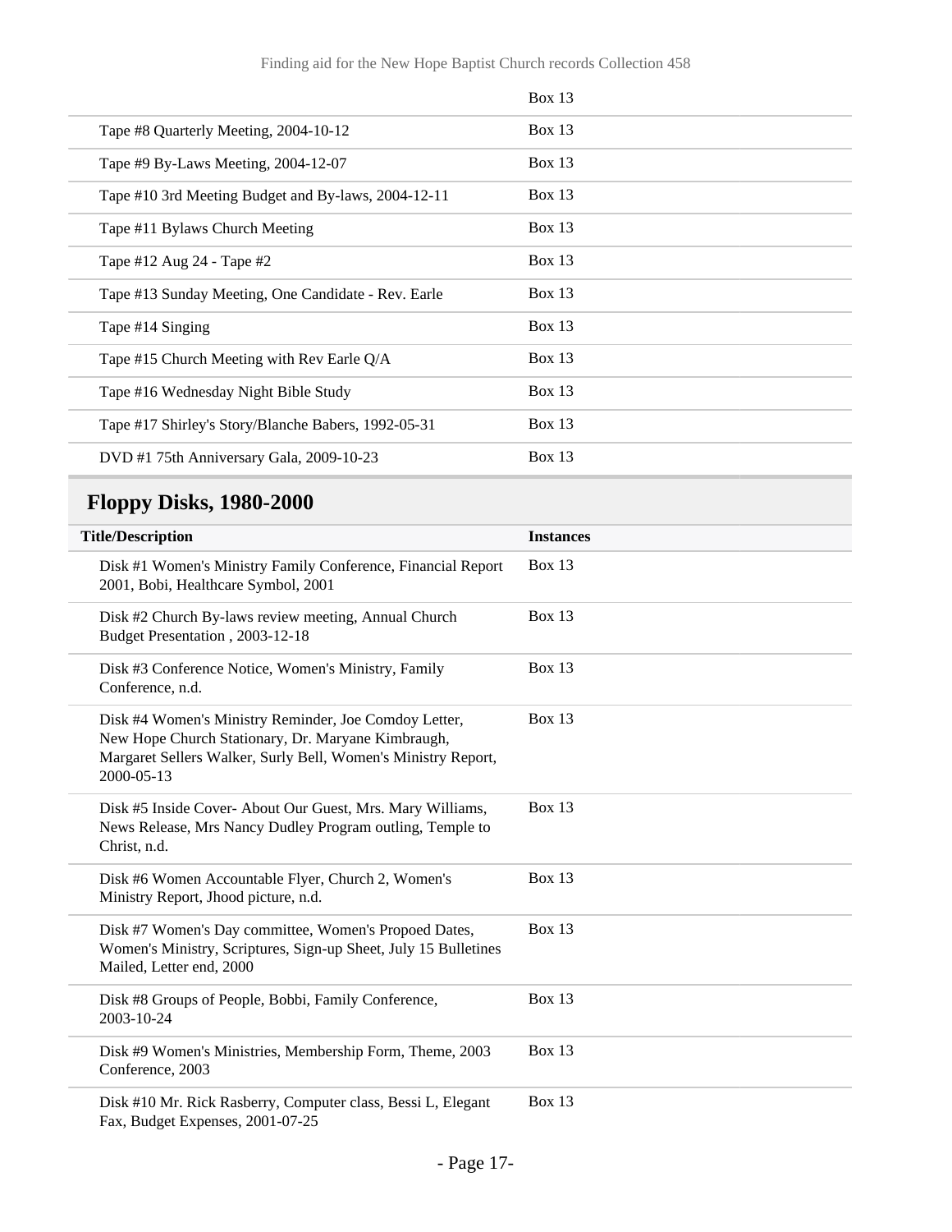| | Box 13 |
|---|---|
| Tape #8 Quarterly Meeting, 2004-10-12 | Box 13 |
| Tape #9 By-Laws Meeting, 2004-12-07 | Box 13 |
| Tape #10 3rd Meeting Budget and By-laws, 2004-12-11 | Box 13 |
| Tape #11 Bylaws Church Meeting | Box 13 |
| Tape #12 Aug 24 - Tape #2 | Box 13 |
| Tape #13 Sunday Meeting, One Candidate - Rev. Earle | Box 13 |
| Tape #14 Singing | Box 13 |
| Tape #15 Church Meeting with Rev Earle Q/A | Box 13 |
| Tape #16 Wednesday Night Bible Study | Box 13 |
| Tape #17 Shirley's Story/Blanche Babers, 1992-05-31 | Box 13 |
| DVD #1 75th Anniversary Gala, 2009-10-23 | Box 13 |

## Floppy Disks, 1980-2000

| Title/Description | Instances |
|---|---|
| Disk #1 Women's Ministry Family Conference, Financial Report 2001, Bobi, Healthcare Symbol, 2001 | Box 13 |
| Disk #2 Church By-laws review meeting, Annual Church Budget Presentation , 2003-12-18 | Box 13 |
| Disk #3 Conference Notice, Women's Ministry, Family Conference, n.d. | Box 13 |
| Disk #4 Women's Ministry Reminder, Joe Comdoy Letter, New Hope Church Stationary, Dr. Maryane Kimbraugh, Margaret Sellers Walker, Surly Bell, Women's Ministry Report, 2000-05-13 | Box 13 |
| Disk #5 Inside Cover- About Our Guest, Mrs. Mary Williams, News Release, Mrs Nancy Dudley Program outling, Temple to Christ, n.d. | Box 13 |
| Disk #6 Women Accountable Flyer, Church 2, Women's Ministry Report, Jhood picture, n.d. | Box 13 |
| Disk #7 Women's Day committee, Women's Propoed Dates, Women's Ministry, Scriptures, Sign-up Sheet, July 15 Bulletines Mailed, Letter end, 2000 | Box 13 |
| Disk #8 Groups of People, Bobbi, Family Conference, 2003-10-24 | Box 13 |
| Disk #9 Women's Ministries, Membership Form, Theme, 2003 Conference, 2003 | Box 13 |
| Disk #10 Mr. Rick Rasberry, Computer class, Bessi L, Elegant Fax, Budget Expenses, 2001-07-25 | Box 13 |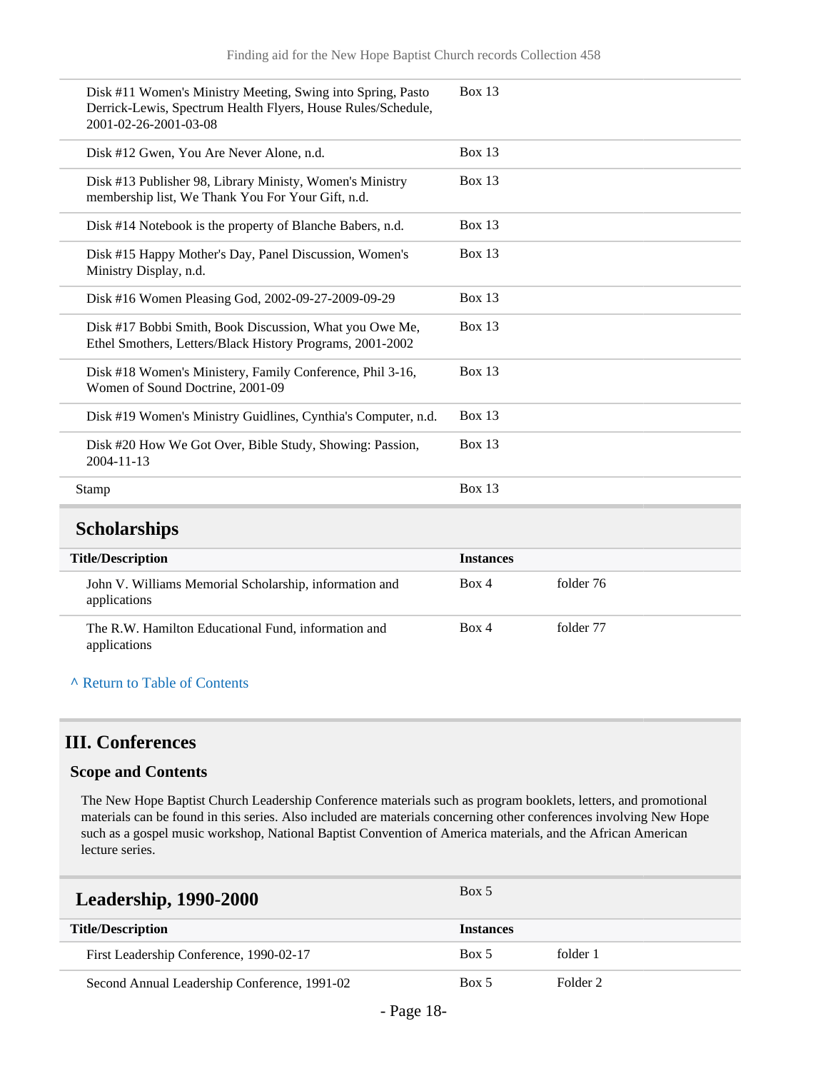| | | |
|---|---|---|
| Disk #11 Women's Ministry Meeting, Swing into Spring, Pasto Derrick-Lewis, Spectrum Health Flyers, House Rules/Schedule, 2001-02-26-2001-03-08 | Box 13 | |
| Disk #12 Gwen, You Are Never Alone, n.d. | Box 13 | |
| Disk #13 Publisher 98, Library Ministy, Women's Ministry membership list, We Thank You For Your Gift, n.d. | Box 13 | |
| Disk #14 Notebook is the property of Blanche Babers, n.d. | Box 13 | |
| Disk #15 Happy Mother's Day, Panel Discussion, Women's Ministry Display, n.d. | Box 13 | |
| Disk #16 Women Pleasing God, 2002-09-27-2009-09-29 | Box 13 | |
| Disk #17 Bobbi Smith, Book Discussion, What you Owe Me, Ethel Smothers, Letters/Black History Programs, 2001-2002 | Box 13 | |
| Disk #18 Women's Ministery, Family Conference, Phil 3-16, Women of Sound Doctrine, 2001-09 | Box 13 | |
| Disk #19 Women's Ministry Guidlines, Cynthia's Computer, n.d. | Box 13 | |
| Disk #20 How We Got Over, Bible Study, Showing: Passion, 2004-11-13 | Box 13 | |
| Stamp | Box 13 | |

## Scholarships

| Title/Description | Instances | |
|---|---|---|
| John V. Williams Memorial Scholarship, information and applications | Box 4 | folder 76 |
| The R.W. Hamilton Educational Fund, information and applications | Box 4 | folder 77 |

^ Return to Table of Contents

# III. Conferences

### Scope and Contents

The New Hope Baptist Church Leadership Conference materials such as program booklets, letters, and promotional materials can be found in this series. Also included are materials concerning other conferences involving New Hope such as a gospel music workshop, National Baptist Convention of America materials, and the African American lecture series.

## Leadership, 1990-2000

Box 5

| Title/Description | Instances | |
|---|---|---|
| First Leadership Conference, 1990-02-17 | Box 5 | folder 1 |
| Second Annual Leadership Conference, 1991-02 | Box 5 | Folder 2 |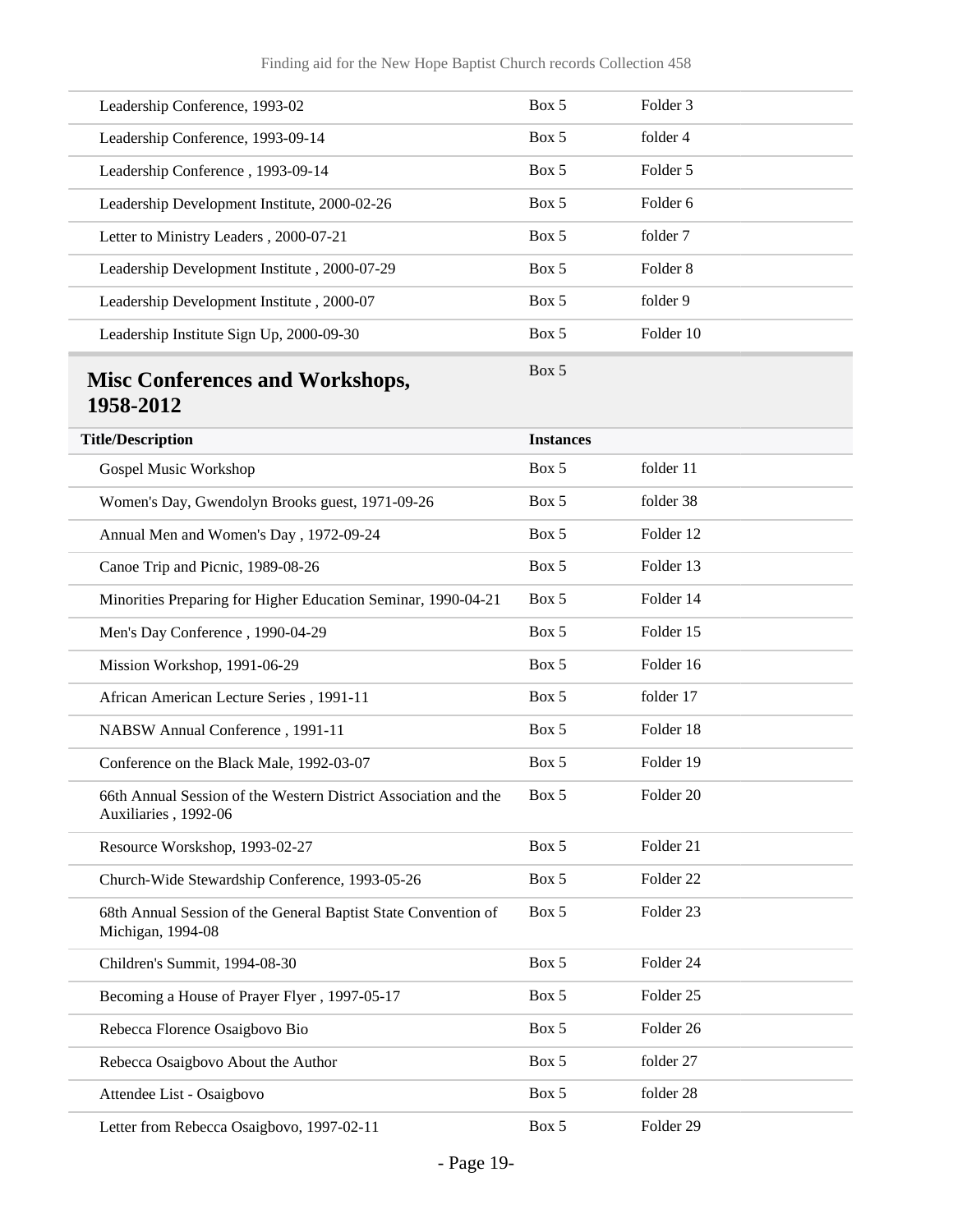| | | |
|---|---|---|
| Leadership Conference, 1993-02 | Box 5 | Folder 3 |
| Leadership Conference, 1993-09-14 | Box 5 | folder 4 |
| Leadership Conference , 1993-09-14 | Box 5 | Folder 5 |
| Leadership Development Institute, 2000-02-26 | Box 5 | Folder 6 |
| Letter to Ministry Leaders , 2000-07-21 | Box 5 | folder 7 |
| Leadership Development Institute , 2000-07-29 | Box 5 | Folder 8 |
| Leadership Development Institute , 2000-07 | Box 5 | folder 9 |
| Leadership Institute Sign Up, 2000-09-30 | Box 5 | Folder 10 |

## Misc Conferences and Workshops, 1958-2012

Box 5

| Title/Description | Instances | |
|---|---|---|
| Gospel Music Workshop | Box 5 | folder 11 |
| Women's Day, Gwendolyn Brooks guest, 1971-09-26 | Box 5 | folder 38 |
| Annual Men and Women's Day , 1972-09-24 | Box 5 | Folder 12 |
| Canoe Trip and Picnic, 1989-08-26 | Box 5 | Folder 13 |
| Minorities Preparing for Higher Education Seminar, 1990-04-21 | Box 5 | Folder 14 |
| Men's Day Conference , 1990-04-29 | Box 5 | Folder 15 |
| Mission Workshop, 1991-06-29 | Box 5 | Folder 16 |
| African American Lecture Series , 1991-11 | Box 5 | folder 17 |
| NABSW Annual Conference , 1991-11 | Box 5 | Folder 18 |
| Conference on the Black Male, 1992-03-07 | Box 5 | Folder 19 |
| 66th Annual Session of the Western District Association and the Auxiliaries , 1992-06 | Box 5 | Folder 20 |
| Resource Worskshop, 1993-02-27 | Box 5 | Folder 21 |
| Church-Wide Stewardship Conference, 1993-05-26 | Box 5 | Folder 22 |
| 68th Annual Session of the General Baptist State Convention of Michigan, 1994-08 | Box 5 | Folder 23 |
| Children's Summit, 1994-08-30 | Box 5 | Folder 24 |
| Becoming a House of Prayer Flyer , 1997-05-17 | Box 5 | Folder 25 |
| Rebecca Florence Osaigbovo Bio | Box 5 | Folder 26 |
| Rebecca Osaigbovo About the Author | Box 5 | folder 27 |
| Attendee List - Osaigbovo | Box 5 | folder 28 |
| Letter from Rebecca Osaigbovo, 1997-02-11 | Box 5 | Folder 29 |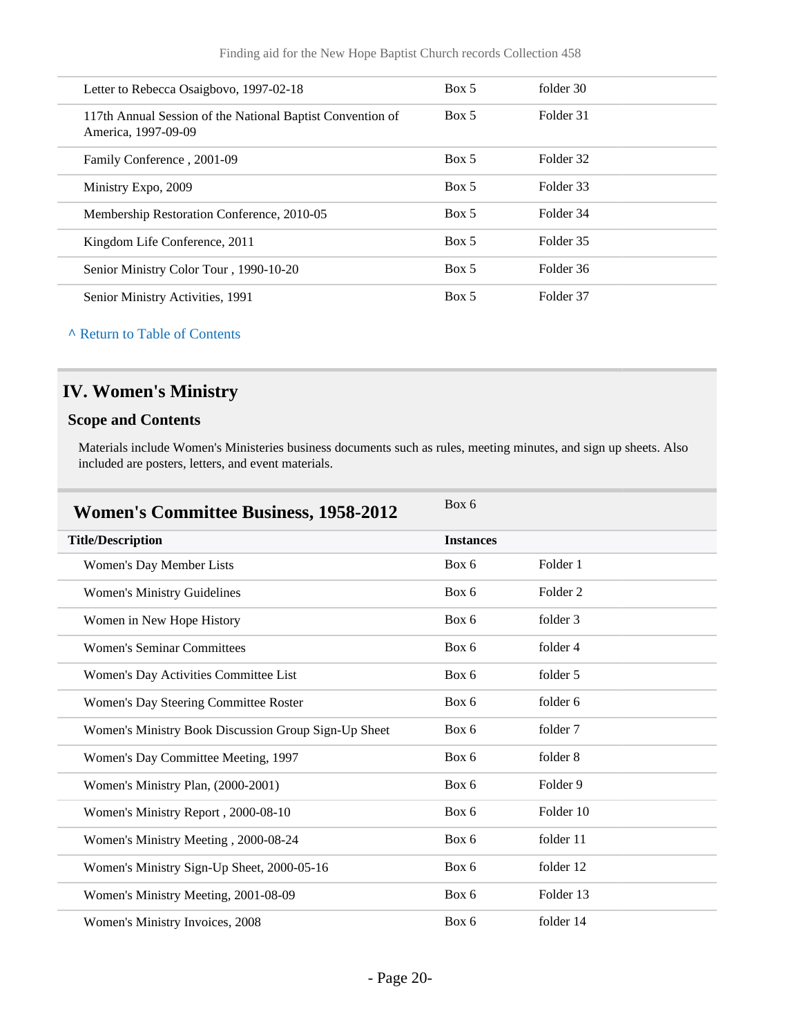| | | |
|---|---|---|
| Letter to Rebecca Osaigbovo, 1997-02-18 | Box 5 | folder 30 |
| 117th Annual Session of the National Baptist Convention of America, 1997-09-09 | Box 5 | Folder 31 |
| Family Conference , 2001-09 | Box 5 | Folder 32 |
| Ministry Expo, 2009 | Box 5 | Folder 33 |
| Membership Restoration Conference, 2010-05 | Box 5 | Folder 34 |
| Kingdom Life Conference, 2011 | Box 5 | Folder 35 |
| Senior Ministry Color Tour , 1990-10-20 | Box 5 | Folder 36 |
| Senior Ministry Activities, 1991 | Box 5 | Folder 37 |

^ Return to Table of Contents

## IV. Women's Ministry

### Scope and Contents

Materials include Women's Ministeries business documents such as rules, meeting minutes, and sign up sheets. Also included are posters, letters, and event materials.

### Women's Committee Business, 1958-2012

Box 6

| Title/Description | Instances | |
|---|---|---|
| Women's Day Member Lists | Box 6 | Folder 1 |
| Women's Ministry Guidelines | Box 6 | Folder 2 |
| Women in New Hope History | Box 6 | folder 3 |
| Women's Seminar Committees | Box 6 | folder 4 |
| Women's Day Activities Committee List | Box 6 | folder 5 |
| Women's Day Steering Committee Roster | Box 6 | folder 6 |
| Women's Ministry Book Discussion Group Sign-Up Sheet | Box 6 | folder 7 |
| Women's Day Committee Meeting, 1997 | Box 6 | folder 8 |
| Women's Ministry Plan, (2000-2001) | Box 6 | Folder 9 |
| Women's Ministry Report , 2000-08-10 | Box 6 | Folder 10 |
| Women's Ministry Meeting , 2000-08-24 | Box 6 | folder 11 |
| Women's Ministry Sign-Up Sheet, 2000-05-16 | Box 6 | folder 12 |
| Women's Ministry Meeting, 2001-08-09 | Box 6 | Folder 13 |
| Women's Ministry Invoices, 2008 | Box 6 | folder 14 |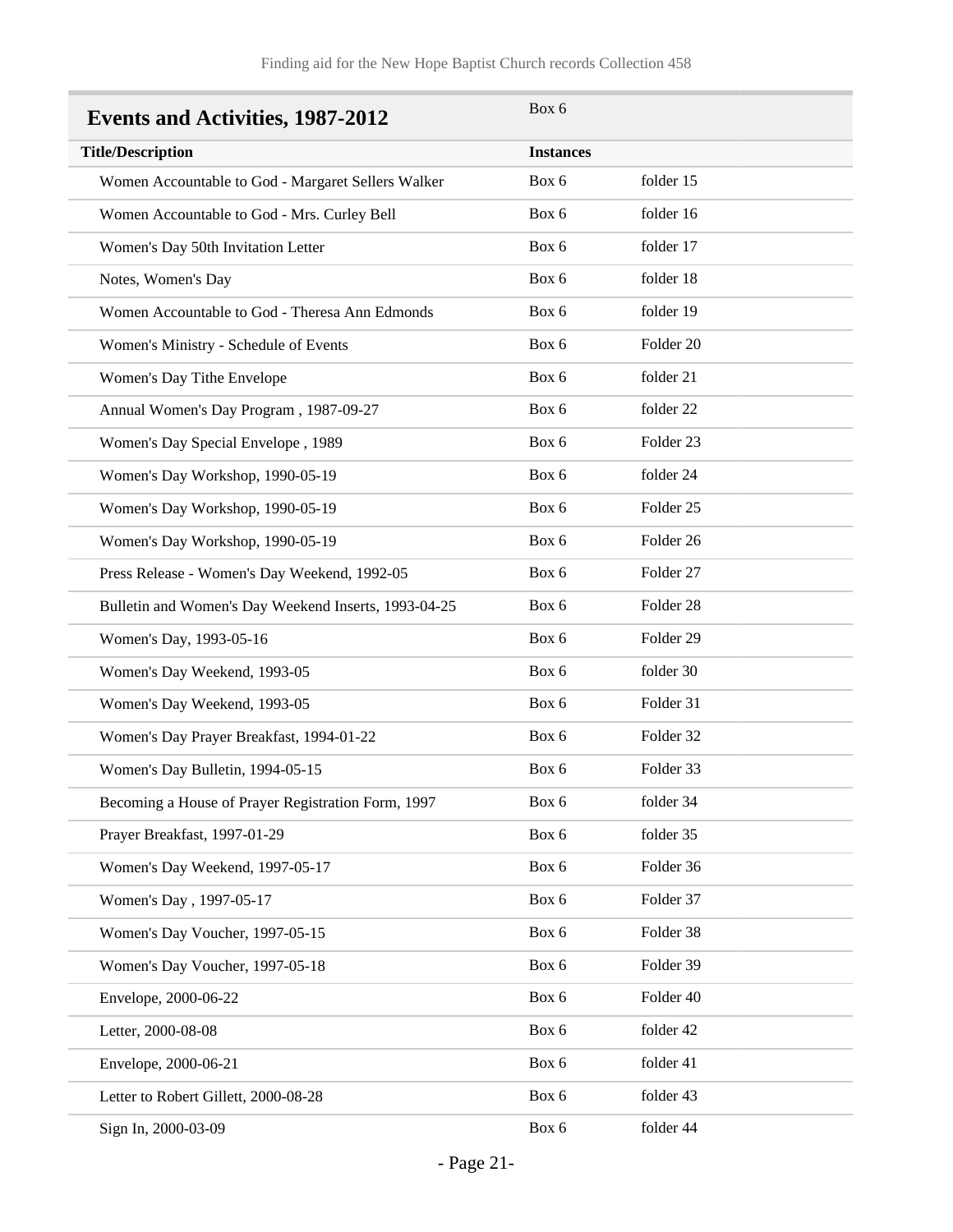## Events and Activities, 1987-2012

Box 6

| Title/Description | Instances | |
|---|---|---|
| Women Accountable to God - Margaret Sellers Walker | Box 6 | folder 15 |
| Women Accountable to God - Mrs. Curley Bell | Box 6 | folder 16 |
| Women's Day 50th Invitation Letter | Box 6 | folder 17 |
| Notes, Women's Day | Box 6 | folder 18 |
| Women Accountable to God - Theresa Ann Edmonds | Box 6 | folder 19 |
| Women's Ministry - Schedule of Events | Box 6 | Folder 20 |
| Women's Day Tithe Envelope | Box 6 | folder 21 |
| Annual Women's Day Program , 1987-09-27 | Box 6 | folder 22 |
| Women's Day Special Envelope , 1989 | Box 6 | Folder 23 |
| Women's Day Workshop, 1990-05-19 | Box 6 | folder 24 |
| Women's Day Workshop, 1990-05-19 | Box 6 | Folder 25 |
| Women's Day Workshop, 1990-05-19 | Box 6 | Folder 26 |
| Press Release - Women's Day Weekend, 1992-05 | Box 6 | Folder 27 |
| Bulletin and Women's Day Weekend Inserts, 1993-04-25 | Box 6 | Folder 28 |
| Women's Day, 1993-05-16 | Box 6 | Folder 29 |
| Women's Day Weekend, 1993-05 | Box 6 | folder 30 |
| Women's Day Weekend, 1993-05 | Box 6 | Folder 31 |
| Women's Day Prayer Breakfast, 1994-01-22 | Box 6 | Folder 32 |
| Women's Day Bulletin, 1994-05-15 | Box 6 | Folder 33 |
| Becoming a House of Prayer Registration Form, 1997 | Box 6 | folder 34 |
| Prayer Breakfast, 1997-01-29 | Box 6 | folder 35 |
| Women's Day Weekend, 1997-05-17 | Box 6 | Folder 36 |
| Women's Day , 1997-05-17 | Box 6 | Folder 37 |
| Women's Day Voucher, 1997-05-15 | Box 6 | Folder 38 |
| Women's Day Voucher, 1997-05-18 | Box 6 | Folder 39 |
| Envelope, 2000-06-22 | Box 6 | Folder 40 |
| Letter, 2000-08-08 | Box 6 | folder 42 |
| Envelope, 2000-06-21 | Box 6 | folder 41 |
| Letter to Robert Gillett, 2000-08-28 | Box 6 | folder 43 |
| Sign In, 2000-03-09 | Box 6 | folder 44 |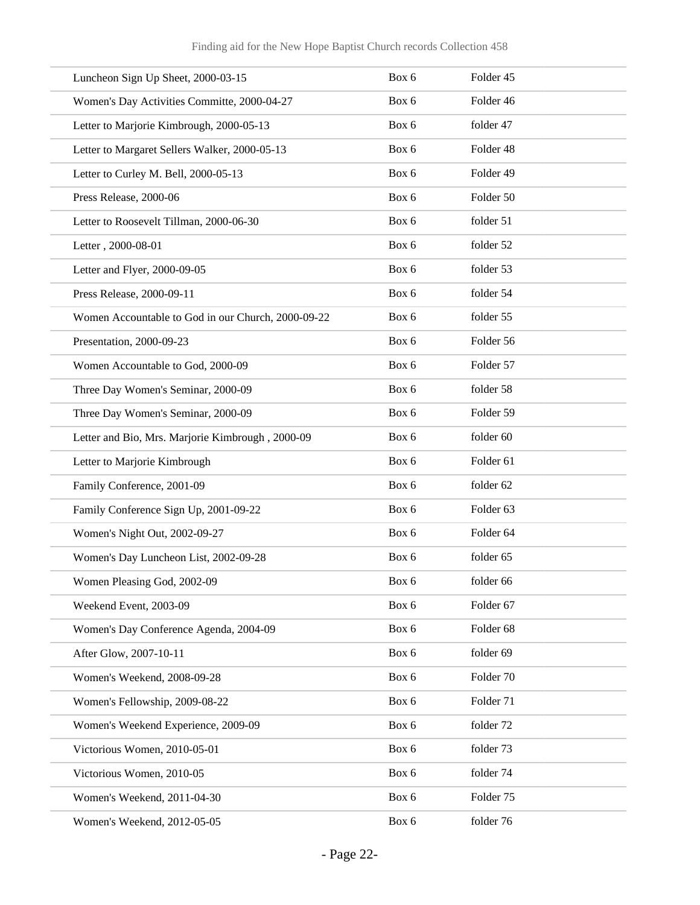| | | |
|---|---|---|
| Luncheon Sign Up Sheet, 2000-03-15 | Box 6 | Folder 45 |
| Women's Day Activities Committe, 2000-04-27 | Box 6 | Folder 46 |
| Letter to Marjorie Kimbrough, 2000-05-13 | Box 6 | folder 47 |
| Letter to Margaret Sellers Walker, 2000-05-13 | Box 6 | Folder 48 |
| Letter to Curley M. Bell, 2000-05-13 | Box 6 | Folder 49 |
| Press Release, 2000-06 | Box 6 | Folder 50 |
| Letter to Roosevelt Tillman, 2000-06-30 | Box 6 | folder 51 |
| Letter , 2000-08-01 | Box 6 | folder 52 |
| Letter and Flyer, 2000-09-05 | Box 6 | folder 53 |
| Press Release, 2000-09-11 | Box 6 | folder 54 |
| Women Accountable to God in our Church, 2000-09-22 | Box 6 | folder 55 |
| Presentation, 2000-09-23 | Box 6 | Folder 56 |
| Women Accountable to God, 2000-09 | Box 6 | Folder 57 |
| Three Day Women's Seminar, 2000-09 | Box 6 | folder 58 |
| Three Day Women's Seminar, 2000-09 | Box 6 | Folder 59 |
| Letter and Bio, Mrs. Marjorie Kimbrough , 2000-09 | Box 6 | folder 60 |
| Letter to Marjorie Kimbrough | Box 6 | Folder 61 |
| Family Conference, 2001-09 | Box 6 | folder 62 |
| Family Conference Sign Up, 2001-09-22 | Box 6 | Folder 63 |
| Women's Night Out, 2002-09-27 | Box 6 | Folder 64 |
| Women's Day Luncheon List, 2002-09-28 | Box 6 | folder 65 |
| Women Pleasing God, 2002-09 | Box 6 | folder 66 |
| Weekend Event, 2003-09 | Box 6 | Folder 67 |
| Women's Day Conference Agenda, 2004-09 | Box 6 | Folder 68 |
| After Glow, 2007-10-11 | Box 6 | folder 69 |
| Women's Weekend, 2008-09-28 | Box 6 | Folder 70 |
| Women's Fellowship, 2009-08-22 | Box 6 | Folder 71 |
| Women's Weekend Experience, 2009-09 | Box 6 | folder 72 |
| Victorious Women, 2010-05-01 | Box 6 | folder 73 |
| Victorious Women, 2010-05 | Box 6 | folder 74 |
| Women's Weekend, 2011-04-30 | Box 6 | Folder 75 |
| Women's Weekend, 2012-05-05 | Box 6 | folder 76 |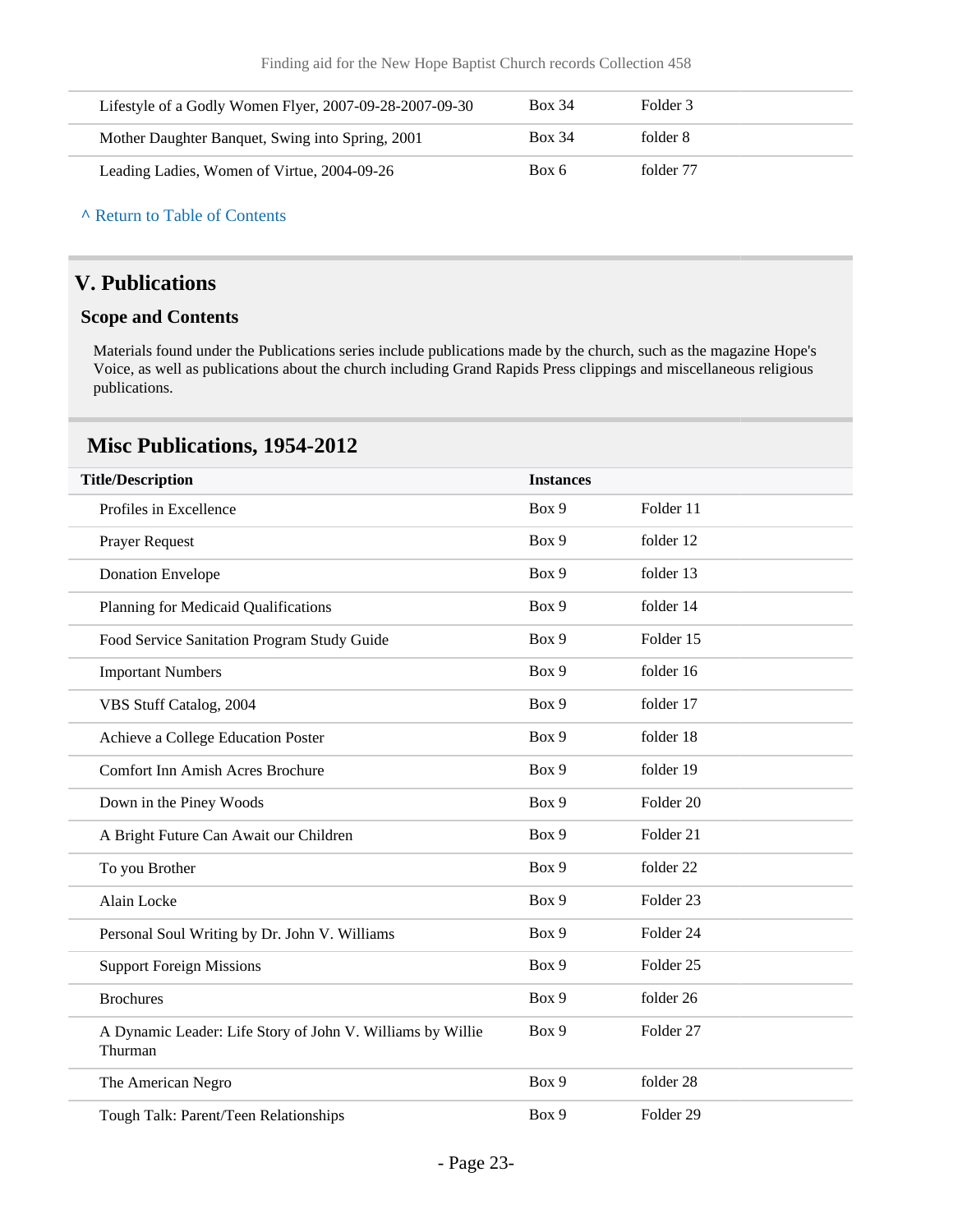| | | |
|---|---|---|
| Lifestyle of a Godly Women Flyer, 2007-09-28-2007-09-30 | Box 34 | Folder 3 |
| Mother Daughter Banquet, Swing into Spring, 2001 | Box 34 | folder 8 |
| Leading Ladies, Women of Virtue, 2004-09-26 | Box 6 | folder 77 |

^ Return to Table of Contents

## V. Publications

### Scope and Contents

Materials found under the Publications series include publications made by the church, such as the magazine Hope's Voice, as well as publications about the church including Grand Rapids Press clippings and miscellaneous religious publications.

## Misc Publications, 1954-2012

| Title/Description | Instances | |
|---|---|---|
| Profiles in Excellence | Box 9 | Folder 11 |
| Prayer Request | Box 9 | folder 12 |
| Donation Envelope | Box 9 | folder 13 |
| Planning for Medicaid Qualifications | Box 9 | folder 14 |
| Food Service Sanitation Program Study Guide | Box 9 | Folder 15 |
| Important Numbers | Box 9 | folder 16 |
| VBS Stuff Catalog, 2004 | Box 9 | folder 17 |
| Achieve a College Education Poster | Box 9 | folder 18 |
| Comfort Inn Amish Acres Brochure | Box 9 | folder 19 |
| Down in the Piney Woods | Box 9 | Folder 20 |
| A Bright Future Can Await our Children | Box 9 | Folder 21 |
| To you Brother | Box 9 | folder 22 |
| Alain Locke | Box 9 | Folder 23 |
| Personal Soul Writing by Dr. John V. Williams | Box 9 | Folder 24 |
| Support Foreign Missions | Box 9 | Folder 25 |
| Brochures | Box 9 | folder 26 |
| A Dynamic Leader: Life Story of John V. Williams by Willie Thurman | Box 9 | Folder 27 |
| The American Negro | Box 9 | folder 28 |
| Tough Talk: Parent/Teen Relationships | Box 9 | Folder 29 |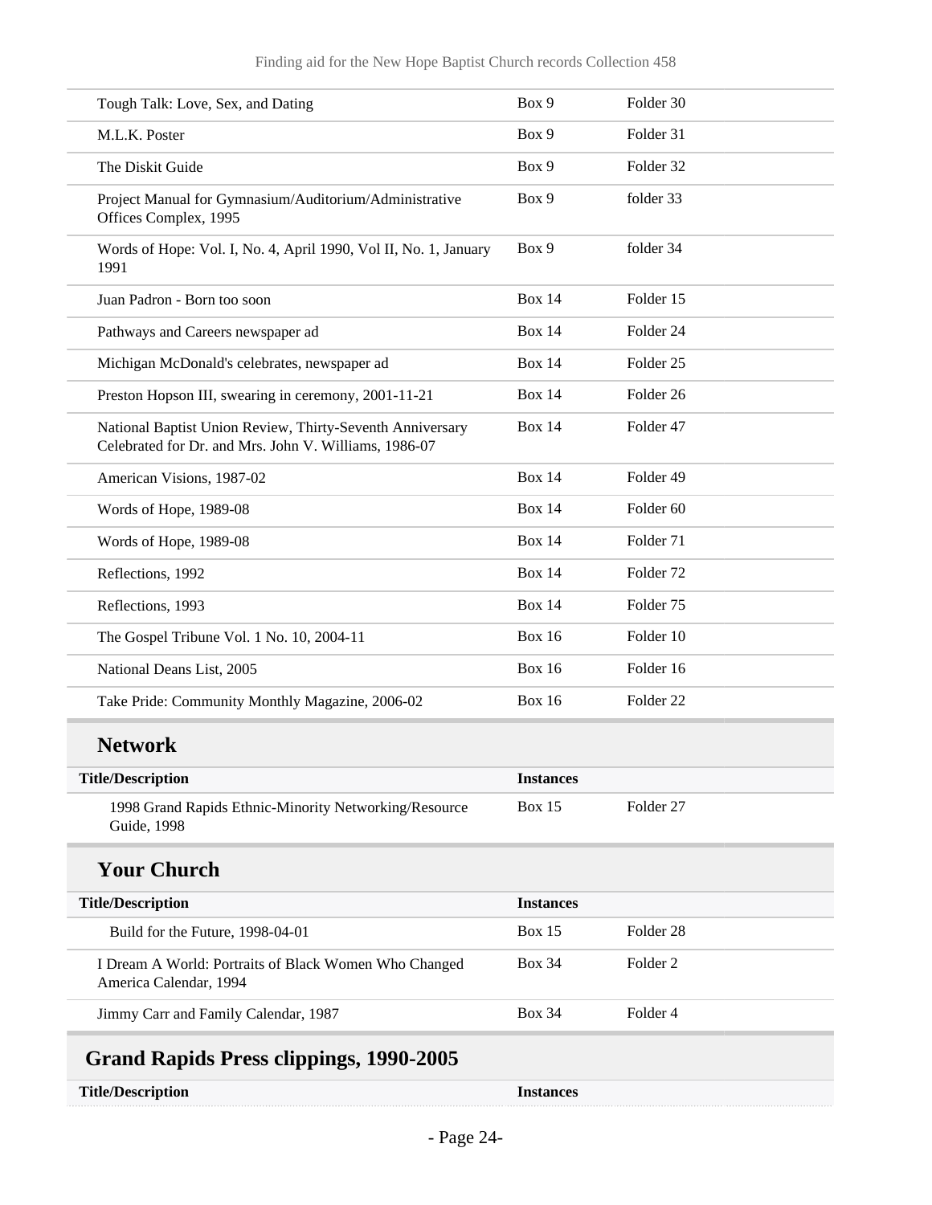| Tough Talk: Love, Sex, and Dating | Box 9 | Folder 30 |
|---|---|---|
| M.L.K. Poster | Box 9 | Folder 31 |
| The Diskit Guide | Box 9 | Folder 32 |
| Project Manual for Gymnasium/Auditorium/Administrative Offices Complex, 1995 | Box 9 | folder 33 |
| Words of Hope: Vol. I, No. 4, April 1990, Vol II, No. 1, January 1991 | Box 9 | folder 34 |
| Juan Padron - Born too soon | Box 14 | Folder 15 |
| Pathways and Careers newspaper ad | Box 14 | Folder 24 |
| Michigan McDonald's celebrates, newspaper ad | Box 14 | Folder 25 |
| Preston Hopson III, swearing in ceremony, 2001-11-21 | Box 14 | Folder 26 |
| National Baptist Union Review, Thirty-Seventh Anniversary Celebrated for Dr. and Mrs. John V. Williams, 1986-07 | Box 14 | Folder 47 |
| American Visions, 1987-02 | Box 14 | Folder 49 |
| Words of Hope, 1989-08 | Box 14 | Folder 60 |
| Words of Hope, 1989-08 | Box 14 | Folder 71 |
| Reflections, 1992 | Box 14 | Folder 72 |
| Reflections, 1993 | Box 14 | Folder 75 |
| The Gospel Tribune Vol. 1 No. 10, 2004-11 | Box 16 | Folder 10 |
| National Deans List, 2005 | Box 16 | Folder 16 |
| Take Pride: Community Monthly Magazine, 2006-02 | Box 16 | Folder 22 |

### Network

| Title/Description | Instances | |
|---|---|---|
| 1998 Grand Rapids Ethnic-Minority Networking/Resource Guide, 1998 | Box 15 | Folder 27 |

### Your Church

| Title/Description | Instances | |
|---|---|---|
| Build for the Future, 1998-04-01 | Box 15 | Folder 28 |
| I Dream A World: Portraits of Black Women Who Changed America Calendar, 1994 | Box 34 | Folder 2 |
| Jimmy Carr and Family Calendar, 1987 | Box 34 | Folder 4 |

## Grand Rapids Press clippings, 1990-2005

| Title/Description | Instances |
|---|---|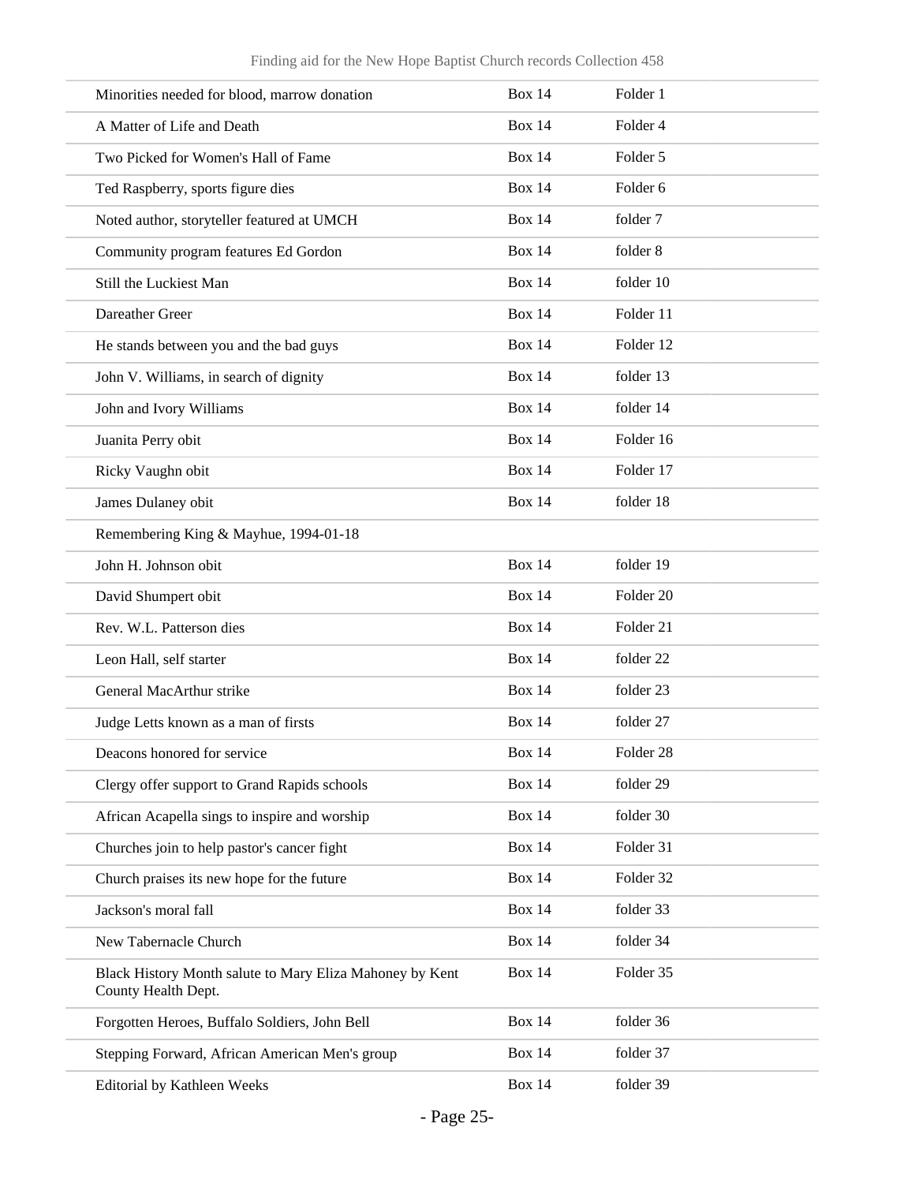| | | |
|---|---|---|
| Minorities needed for blood, marrow donation | Box 14 | Folder 1 |
| A Matter of Life and Death | Box 14 | Folder 4 |
| Two Picked for Women's Hall of Fame | Box 14 | Folder 5 |
| Ted Raspberry, sports figure dies | Box 14 | Folder 6 |
| Noted author, storyteller featured at UMCH | Box 14 | folder 7 |
| Community program features Ed Gordon | Box 14 | folder 8 |
| Still the Luckiest Man | Box 14 | folder 10 |
| Dareather Greer | Box 14 | Folder 11 |
| He stands between you and the bad guys | Box 14 | Folder 12 |
| John V. Williams, in search of dignity | Box 14 | folder 13 |
| John and Ivory Williams | Box 14 | folder 14 |
| Juanita Perry obit | Box 14 | Folder 16 |
| Ricky Vaughn obit | Box 14 | Folder 17 |
| James Dulaney obit | Box 14 | folder 18 |
| Remembering King & Mayhue, 1994-01-18 | | |
| John H. Johnson obit | Box 14 | folder 19 |
| David Shumpert obit | Box 14 | Folder 20 |
| Rev. W.L. Patterson dies | Box 14 | Folder 21 |
| Leon Hall, self starter | Box 14 | folder 22 |
| General MacArthur strike | Box 14 | folder 23 |
| Judge Letts known as a man of firsts | Box 14 | folder 27 |
| Deacons honored for service | Box 14 | Folder 28 |
| Clergy offer support to Grand Rapids schools | Box 14 | folder 29 |
| African Acapella sings to inspire and worship | Box 14 | folder 30 |
| Churches join to help pastor's cancer fight | Box 14 | Folder 31 |
| Church praises its new hope for the future | Box 14 | Folder 32 |
| Jackson's moral fall | Box 14 | folder 33 |
| New Tabernacle Church | Box 14 | folder 34 |
| Black History Month salute to Mary Eliza Mahoney by Kent County Health Dept. | Box 14 | Folder 35 |
| Forgotten Heroes, Buffalo Soldiers, John Bell | Box 14 | folder 36 |
| Stepping Forward, African American Men's group | Box 14 | folder 37 |
| Editorial by Kathleen Weeks | Box 14 | folder 39 |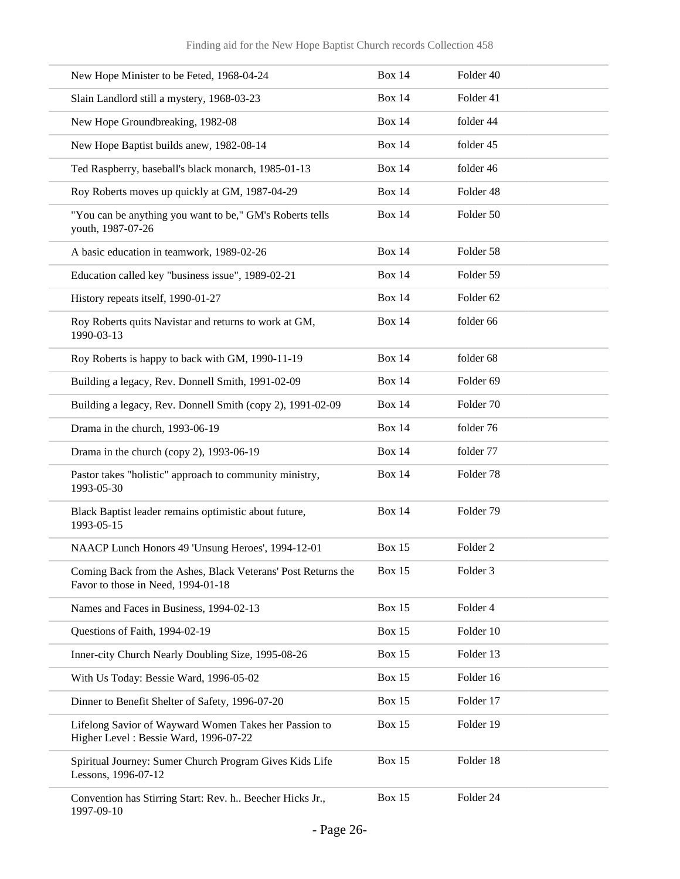| | | |
|---|---|---|
| New Hope Minister to be Feted, 1968-04-24 | Box 14 | Folder 40 |
| Slain Landlord still a mystery, 1968-03-23 | Box 14 | Folder 41 |
| New Hope Groundbreaking, 1982-08 | Box 14 | folder 44 |
| New Hope Baptist builds anew, 1982-08-14 | Box 14 | folder 45 |
| Ted Raspberry, baseball's black monarch, 1985-01-13 | Box 14 | folder 46 |
| Roy Roberts moves up quickly at GM, 1987-04-29 | Box 14 | Folder 48 |
| "You can be anything you want to be," GM's Roberts tells youth, 1987-07-26 | Box 14 | Folder 50 |
| A basic education in teamwork, 1989-02-26 | Box 14 | Folder 58 |
| Education called key "business issue", 1989-02-21 | Box 14 | Folder 59 |
| History repeats itself, 1990-01-27 | Box 14 | Folder 62 |
| Roy Roberts quits Navistar and returns to work at GM, 1990-03-13 | Box 14 | folder 66 |
| Roy Roberts is happy to back with GM, 1990-11-19 | Box 14 | folder 68 |
| Building a legacy, Rev. Donnell Smith, 1991-02-09 | Box 14 | Folder 69 |
| Building a legacy, Rev. Donnell Smith (copy 2), 1991-02-09 | Box 14 | Folder 70 |
| Drama in the church, 1993-06-19 | Box 14 | folder 76 |
| Drama in the church (copy 2), 1993-06-19 | Box 14 | folder 77 |
| Pastor takes "holistic" approach to community ministry, 1993-05-30 | Box 14 | Folder 78 |
| Black Baptist leader remains optimistic about future, 1993-05-15 | Box 14 | Folder 79 |
| NAACP Lunch Honors 49 'Unsung Heroes', 1994-12-01 | Box 15 | Folder 2 |
| Coming Back from the Ashes, Black Veterans' Post Returns the Favor to those in Need, 1994-01-18 | Box 15 | Folder 3 |
| Names and Faces in Business, 1994-02-13 | Box 15 | Folder 4 |
| Questions of Faith, 1994-02-19 | Box 15 | Folder 10 |
| Inner-city Church Nearly Doubling Size, 1995-08-26 | Box 15 | Folder 13 |
| With Us Today: Bessie Ward, 1996-05-02 | Box 15 | Folder 16 |
| Dinner to Benefit Shelter of Safety, 1996-07-20 | Box 15 | Folder 17 |
| Lifelong Savior of Wayward Women Takes her Passion to Higher Level : Bessie Ward, 1996-07-22 | Box 15 | Folder 19 |
| Spiritual Journey: Sumer Church Program Gives Kids Life Lessons, 1996-07-12 | Box 15 | Folder 18 |
| Convention has Stirring Start: Rev. h.. Beecher Hicks Jr., 1997-09-10 | Box 15 | Folder 24 |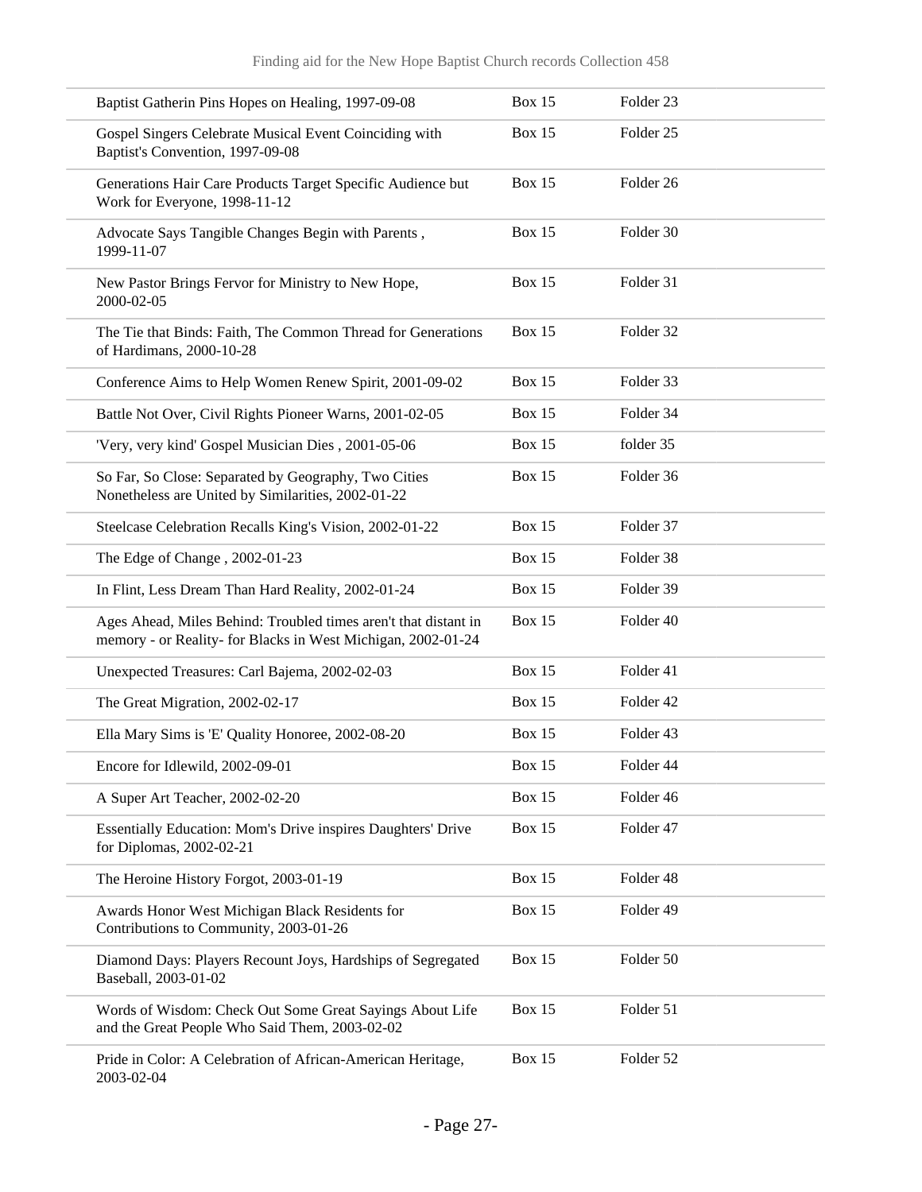| | | |
|---|---|---|
| Baptist Gatherin Pins Hopes on Healing, 1997-09-08 | Box 15 | Folder 23 |
| Gospel Singers Celebrate Musical Event Coinciding with Baptist's Convention, 1997-09-08 | Box 15 | Folder 25 |
| Generations Hair Care Products Target Specific Audience but Work for Everyone, 1998-11-12 | Box 15 | Folder 26 |
| Advocate Says Tangible Changes Begin with Parents , 1999-11-07 | Box 15 | Folder 30 |
| New Pastor Brings Fervor for Ministry to New Hope, 2000-02-05 | Box 15 | Folder 31 |
| The Tie that Binds: Faith, The Common Thread for Generations of Hardimans, 2000-10-28 | Box 15 | Folder 32 |
| Conference Aims to Help Women Renew Spirit, 2001-09-02 | Box 15 | Folder 33 |
| Battle Not Over, Civil Rights Pioneer Warns, 2001-02-05 | Box 15 | Folder 34 |
| 'Very, very kind' Gospel Musician Dies , 2001-05-06 | Box 15 | folder 35 |
| So Far, So Close: Separated by Geography, Two Cities Nonetheless are United by Similarities, 2002-01-22 | Box 15 | Folder 36 |
| Steelcase Celebration Recalls King's Vision, 2002-01-22 | Box 15 | Folder 37 |
| The Edge of Change , 2002-01-23 | Box 15 | Folder 38 |
| In Flint, Less Dream Than Hard Reality, 2002-01-24 | Box 15 | Folder 39 |
| Ages Ahead, Miles Behind: Troubled times aren't that distant in memory - or Reality- for Blacks in West Michigan, 2002-01-24 | Box 15 | Folder 40 |
| Unexpected Treasures: Carl Bajema, 2002-02-03 | Box 15 | Folder 41 |
| The Great Migration, 2002-02-17 | Box 15 | Folder 42 |
| Ella Mary Sims is 'E' Quality Honoree, 2002-08-20 | Box 15 | Folder 43 |
| Encore for Idlewild, 2002-09-01 | Box 15 | Folder 44 |
| A Super Art Teacher, 2002-02-20 | Box 15 | Folder 46 |
| Essentially Education: Mom's Drive inspires Daughters' Drive for Diplomas, 2002-02-21 | Box 15 | Folder 47 |
| The Heroine History Forgot, 2003-01-19 | Box 15 | Folder 48 |
| Awards Honor West Michigan Black Residents for Contributions to Community, 2003-01-26 | Box 15 | Folder 49 |
| Diamond Days: Players Recount Joys, Hardships of Segregated Baseball, 2003-01-02 | Box 15 | Folder 50 |
| Words of Wisdom: Check Out Some Great Sayings About Life and the Great People Who Said Them, 2003-02-02 | Box 15 | Folder 51 |
| Pride in Color: A Celebration of African-American Heritage, 2003-02-04 | Box 15 | Folder 52 |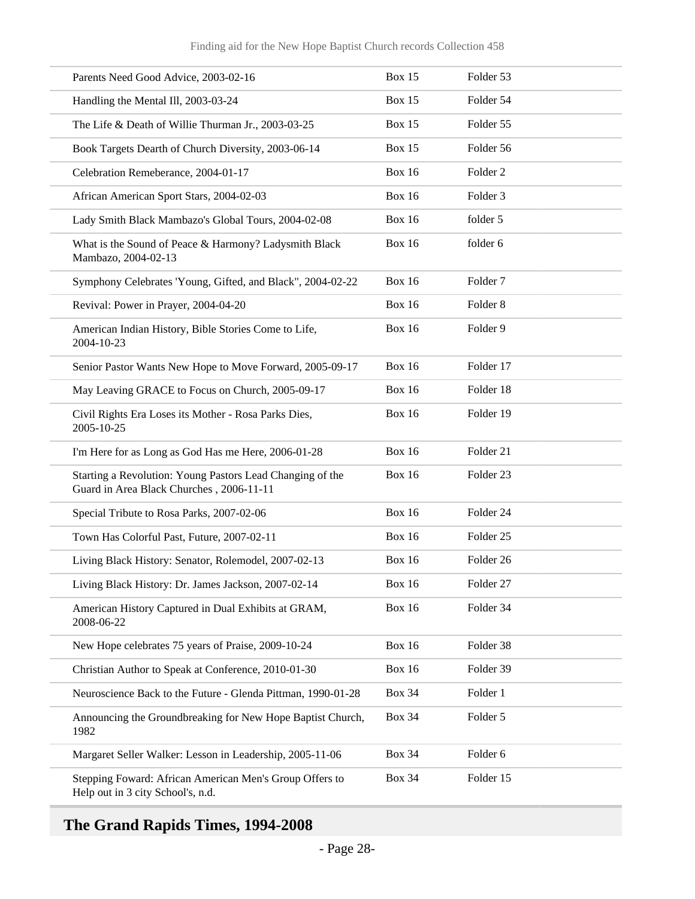| | | |
|---|---|---|
| Parents Need Good Advice, 2003-02-16 | Box 15 | Folder 53 |
| Handling the Mental Ill, 2003-03-24 | Box 15 | Folder 54 |
| The Life & Death of Willie Thurman Jr., 2003-03-25 | Box 15 | Folder 55 |
| Book Targets Dearth of Church Diversity, 2003-06-14 | Box 15 | Folder 56 |
| Celebration Remeberance, 2004-01-17 | Box 16 | Folder 2 |
| African American Sport Stars, 2004-02-03 | Box 16 | Folder 3 |
| Lady Smith Black Mambazo's Global Tours, 2004-02-08 | Box 16 | folder 5 |
| What is the Sound of Peace & Harmony? Ladysmith Black Mambazo, 2004-02-13 | Box 16 | folder 6 |
| Symphony Celebrates 'Young, Gifted, and Black", 2004-02-22 | Box 16 | Folder 7 |
| Revival: Power in Prayer, 2004-04-20 | Box 16 | Folder 8 |
| American Indian History, Bible Stories Come to Life, 2004-10-23 | Box 16 | Folder 9 |
| Senior Pastor Wants New Hope to Move Forward, 2005-09-17 | Box 16 | Folder 17 |
| May Leaving GRACE to Focus on Church, 2005-09-17 | Box 16 | Folder 18 |
| Civil Rights Era Loses its Mother - Rosa Parks Dies, 2005-10-25 | Box 16 | Folder 19 |
| I'm Here for as Long as God Has me Here, 2006-01-28 | Box 16 | Folder 21 |
| Starting a Revolution: Young Pastors Lead Changing of the Guard in Area Black Churches , 2006-11-11 | Box 16 | Folder 23 |
| Special Tribute to Rosa Parks, 2007-02-06 | Box 16 | Folder 24 |
| Town Has Colorful Past, Future, 2007-02-11 | Box 16 | Folder 25 |
| Living Black History: Senator, Rolemodel, 2007-02-13 | Box 16 | Folder 26 |
| Living Black History: Dr. James Jackson, 2007-02-14 | Box 16 | Folder 27 |
| American History Captured in Dual Exhibits at GRAM, 2008-06-22 | Box 16 | Folder 34 |
| New Hope celebrates 75 years of Praise, 2009-10-24 | Box 16 | Folder 38 |
| Christian Author to Speak at Conference, 2010-01-30 | Box 16 | Folder 39 |
| Neuroscience Back to the Future - Glenda Pittman, 1990-01-28 | Box 34 | Folder 1 |
| Announcing the Groundbreaking for New Hope Baptist Church, 1982 | Box 34 | Folder 5 |
| Margaret Seller Walker: Lesson in Leadership, 2005-11-06 | Box 34 | Folder 6 |
| Stepping Foward: African American Men's Group Offers to Help out in 3 city School's, n.d. | Box 34 | Folder 15 |

## The Grand Rapids Times, 1994-2008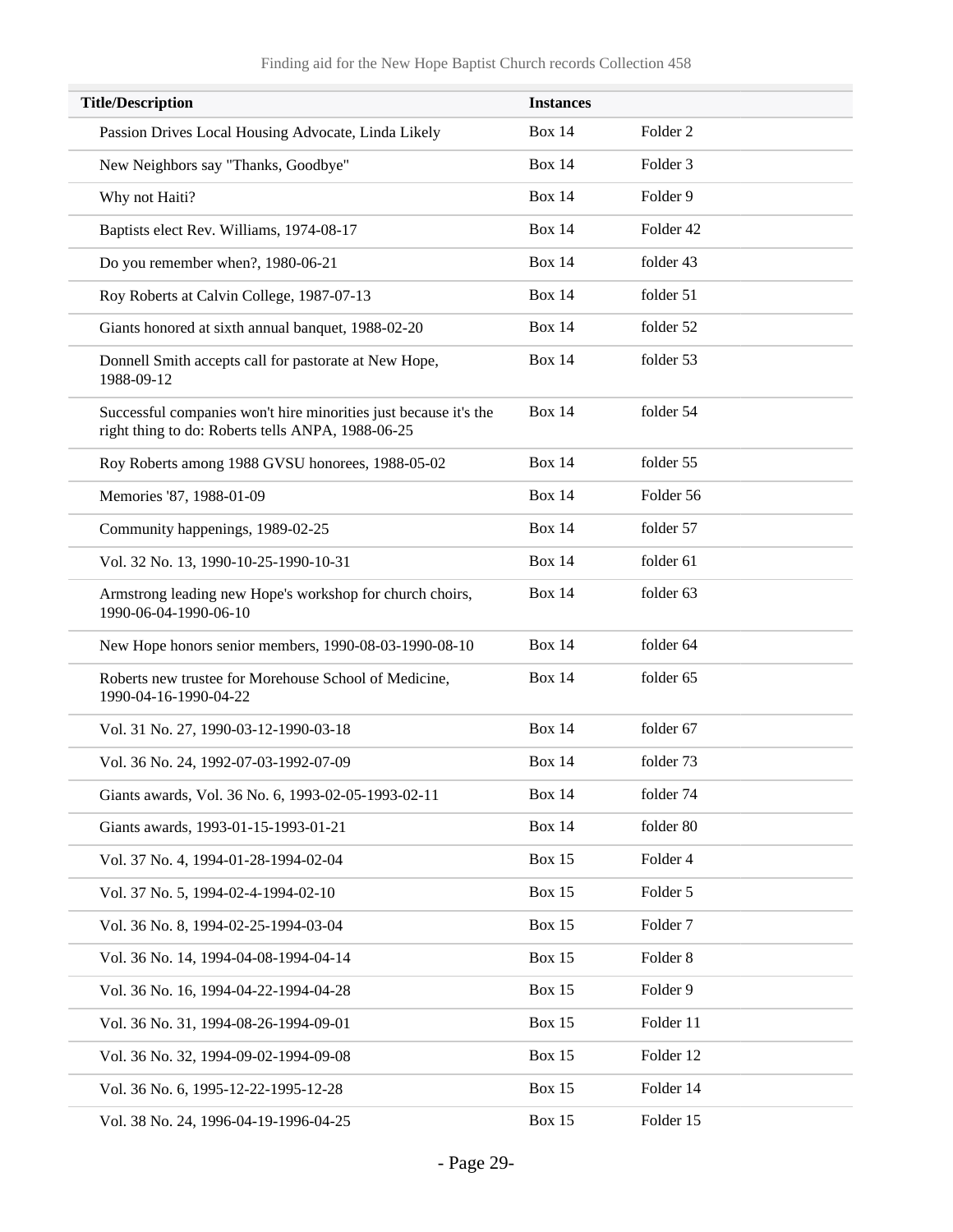| Title/Description | Instances | |
|---|---|---|
| Passion Drives Local Housing Advocate, Linda Likely | Box 14 | Folder 2 |
| New Neighbors say "Thanks, Goodbye" | Box 14 | Folder 3 |
| Why not Haiti? | Box 14 | Folder 9 |
| Baptists elect Rev. Williams, 1974-08-17 | Box 14 | Folder 42 |
| Do you remember when?, 1980-06-21 | Box 14 | folder 43 |
| Roy Roberts at Calvin College, 1987-07-13 | Box 14 | folder 51 |
| Giants honored at sixth annual banquet, 1988-02-20 | Box 14 | folder 52 |
| Donnell Smith accepts call for pastorate at New Hope, 1988-09-12 | Box 14 | folder 53 |
| Successful companies won't hire minorities just because it's the right thing to do: Roberts tells ANPA, 1988-06-25 | Box 14 | folder 54 |
| Roy Roberts among 1988 GVSU honorees, 1988-05-02 | Box 14 | folder 55 |
| Memories '87, 1988-01-09 | Box 14 | Folder 56 |
| Community happenings, 1989-02-25 | Box 14 | folder 57 |
| Vol. 32 No. 13, 1990-10-25-1990-10-31 | Box 14 | folder 61 |
| Armstrong leading new Hope's workshop for church choirs, 1990-06-04-1990-06-10 | Box 14 | folder 63 |
| New Hope honors senior members, 1990-08-03-1990-08-10 | Box 14 | folder 64 |
| Roberts new trustee for Morehouse School of Medicine, 1990-04-16-1990-04-22 | Box 14 | folder 65 |
| Vol. 31 No. 27, 1990-03-12-1990-03-18 | Box 14 | folder 67 |
| Vol. 36 No. 24, 1992-07-03-1992-07-09 | Box 14 | folder 73 |
| Giants awards, Vol. 36 No. 6, 1993-02-05-1993-02-11 | Box 14 | folder 74 |
| Giants awards, 1993-01-15-1993-01-21 | Box 14 | folder 80 |
| Vol. 37 No. 4, 1994-01-28-1994-02-04 | Box 15 | Folder 4 |
| Vol. 37 No. 5, 1994-02-4-1994-02-10 | Box 15 | Folder 5 |
| Vol. 36 No. 8, 1994-02-25-1994-03-04 | Box 15 | Folder 7 |
| Vol. 36 No. 14, 1994-04-08-1994-04-14 | Box 15 | Folder 8 |
| Vol. 36 No. 16, 1994-04-22-1994-04-28 | Box 15 | Folder 9 |
| Vol. 36 No. 31, 1994-08-26-1994-09-01 | Box 15 | Folder 11 |
| Vol. 36 No. 32, 1994-09-02-1994-09-08 | Box 15 | Folder 12 |
| Vol. 36 No. 6, 1995-12-22-1995-12-28 | Box 15 | Folder 14 |
| Vol. 38 No. 24, 1996-04-19-1996-04-25 | Box 15 | Folder 15 |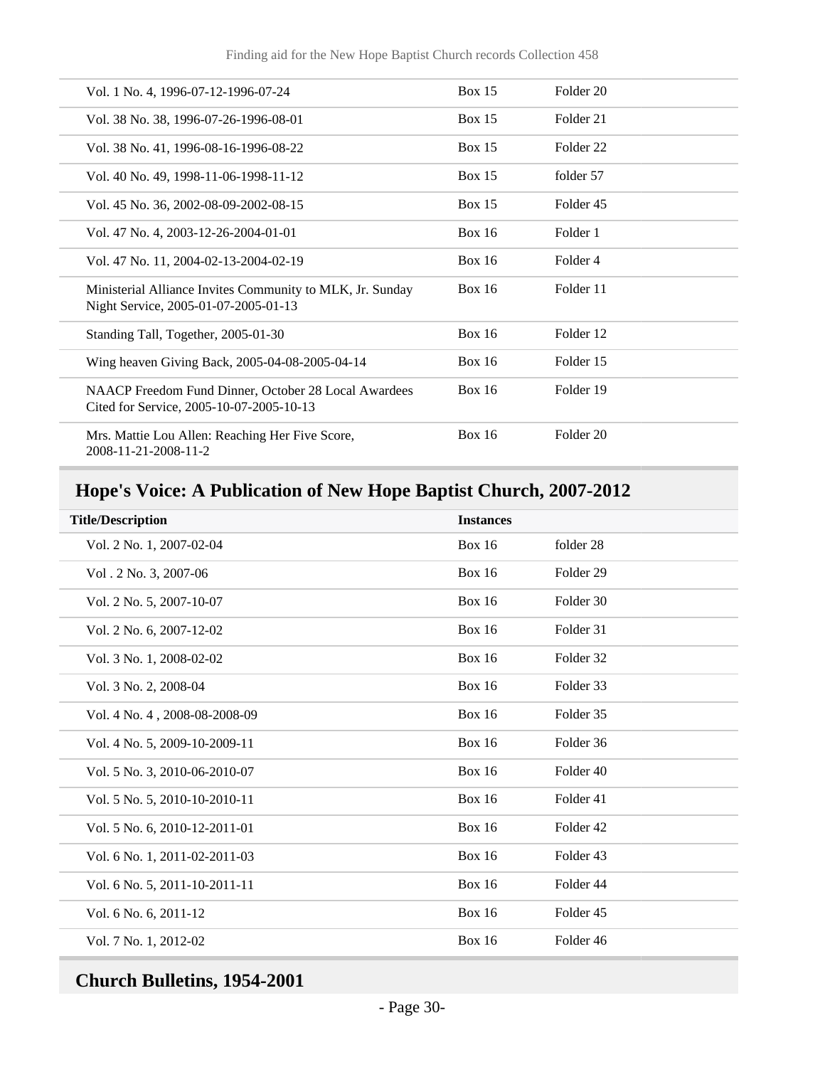| | | |
|---|---|---|
| Vol. 1 No. 4, 1996-07-12-1996-07-24 | Box 15 | Folder 20 |
| Vol. 38 No. 38, 1996-07-26-1996-08-01 | Box 15 | Folder 21 |
| Vol. 38 No. 41, 1996-08-16-1996-08-22 | Box 15 | Folder 22 |
| Vol. 40 No. 49, 1998-11-06-1998-11-12 | Box 15 | folder 57 |
| Vol. 45 No. 36, 2002-08-09-2002-08-15 | Box 15 | Folder 45 |
| Vol. 47 No. 4, 2003-12-26-2004-01-01 | Box 16 | Folder 1 |
| Vol. 47 No. 11, 2004-02-13-2004-02-19 | Box 16 | Folder 4 |
| Ministerial Alliance Invites Community to MLK, Jr. Sunday Night Service, 2005-01-07-2005-01-13 | Box 16 | Folder 11 |
| Standing Tall, Together, 2005-01-30 | Box 16 | Folder 12 |
| Wing heaven Giving Back, 2005-04-08-2005-04-14 | Box 16 | Folder 15 |
| NAACP Freedom Fund Dinner, October 28 Local Awardees Cited for Service, 2005-10-07-2005-10-13 | Box 16 | Folder 19 |
| Mrs. Mattie Lou Allen: Reaching Her Five Score, 2008-11-21-2008-11-2 | Box 16 | Folder 20 |

## Hope's Voice: A Publication of New Hope Baptist Church, 2007-2012

| Title/Description | Instances | |
|---|---|---|
| Vol. 2 No. 1, 2007-02-04 | Box 16 | folder 28 |
| Vol . 2 No. 3, 2007-06 | Box 16 | Folder 29 |
| Vol. 2 No. 5, 2007-10-07 | Box 16 | Folder 30 |
| Vol. 2 No. 6, 2007-12-02 | Box 16 | Folder 31 |
| Vol. 3 No. 1, 2008-02-02 | Box 16 | Folder 32 |
| Vol. 3 No. 2, 2008-04 | Box 16 | Folder 33 |
| Vol. 4 No. 4 , 2008-08-2008-09 | Box 16 | Folder 35 |
| Vol. 4 No. 5, 2009-10-2009-11 | Box 16 | Folder 36 |
| Vol. 5 No. 3, 2010-06-2010-07 | Box 16 | Folder 40 |
| Vol. 5 No. 5, 2010-10-2010-11 | Box 16 | Folder 41 |
| Vol. 5 No. 6, 2010-12-2011-01 | Box 16 | Folder 42 |
| Vol. 6 No. 1, 2011-02-2011-03 | Box 16 | Folder 43 |
| Vol. 6 No. 5, 2011-10-2011-11 | Box 16 | Folder 44 |
| Vol. 6 No. 6, 2011-12 | Box 16 | Folder 45 |
| Vol. 7 No. 1, 2012-02 | Box 16 | Folder 46 |

## Church Bulletins, 1954-2001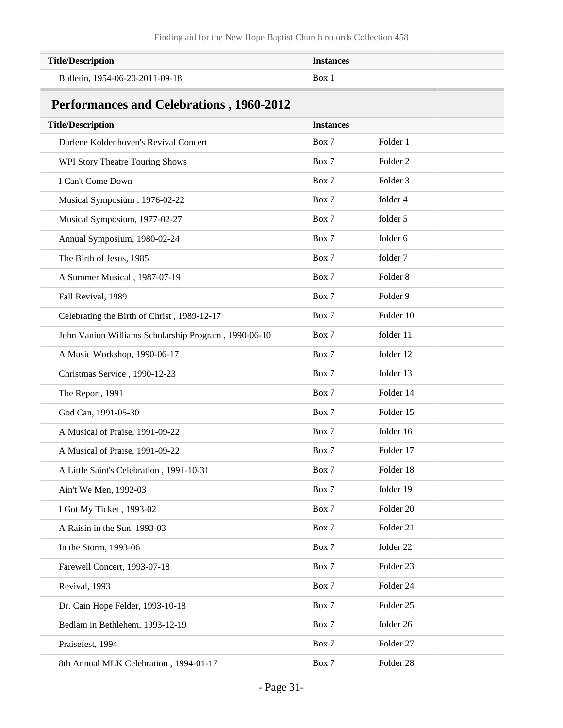| Title/Description | Instances | |
|---|---|---|
| Bulletin, 1954-06-20-2011-09-18 | Box 1 | |

## Performances and Celebrations , 1960-2012

| Title/Description | Instances | |
|---|---|---|
| Darlene Koldenhoven's Revival Concert | Box 7 | Folder 1 |
| WPI Story Theatre Touring Shows | Box 7 | Folder 2 |
| I Can't Come Down | Box 7 | Folder 3 |
| Musical Symposium , 1976-02-22 | Box 7 | folder 4 |
| Musical Symposium, 1977-02-27 | Box 7 | folder 5 |
| Annual Symposium, 1980-02-24 | Box 7 | folder 6 |
| The Birth of Jesus, 1985 | Box 7 | folder 7 |
| A Summer Musical , 1987-07-19 | Box 7 | Folder 8 |
| Fall Revival, 1989 | Box 7 | Folder 9 |
| Celebrating the Birth of Christ , 1989-12-17 | Box 7 | Folder 10 |
| John Vanion Williams Scholarship Program , 1990-06-10 | Box 7 | folder 11 |
| A Music Workshop, 1990-06-17 | Box 7 | folder 12 |
| Christmas Service , 1990-12-23 | Box 7 | folder 13 |
| The Report, 1991 | Box 7 | Folder 14 |
| God Can, 1991-05-30 | Box 7 | Folder 15 |
| A Musical of Praise, 1991-09-22 | Box 7 | folder 16 |
| A Musical of Praise, 1991-09-22 | Box 7 | Folder 17 |
| A Little Saint's Celebration , 1991-10-31 | Box 7 | Folder 18 |
| Ain't We Men, 1992-03 | Box 7 | folder 19 |
| I Got My Ticket , 1993-02 | Box 7 | Folder 20 |
| A Raisin in the Sun, 1993-03 | Box 7 | Folder 21 |
| In the Storm, 1993-06 | Box 7 | folder 22 |
| Farewell Concert, 1993-07-18 | Box 7 | Folder 23 |
| Revival, 1993 | Box 7 | Folder 24 |
| Dr. Cain Hope Felder, 1993-10-18 | Box 7 | Folder 25 |
| Bedlam in Bethlehem, 1993-12-19 | Box 7 | folder 26 |
| Praisefest, 1994 | Box 7 | Folder 27 |
| 8th Annual MLK Celebration , 1994-01-17 | Box 7 | Folder 28 |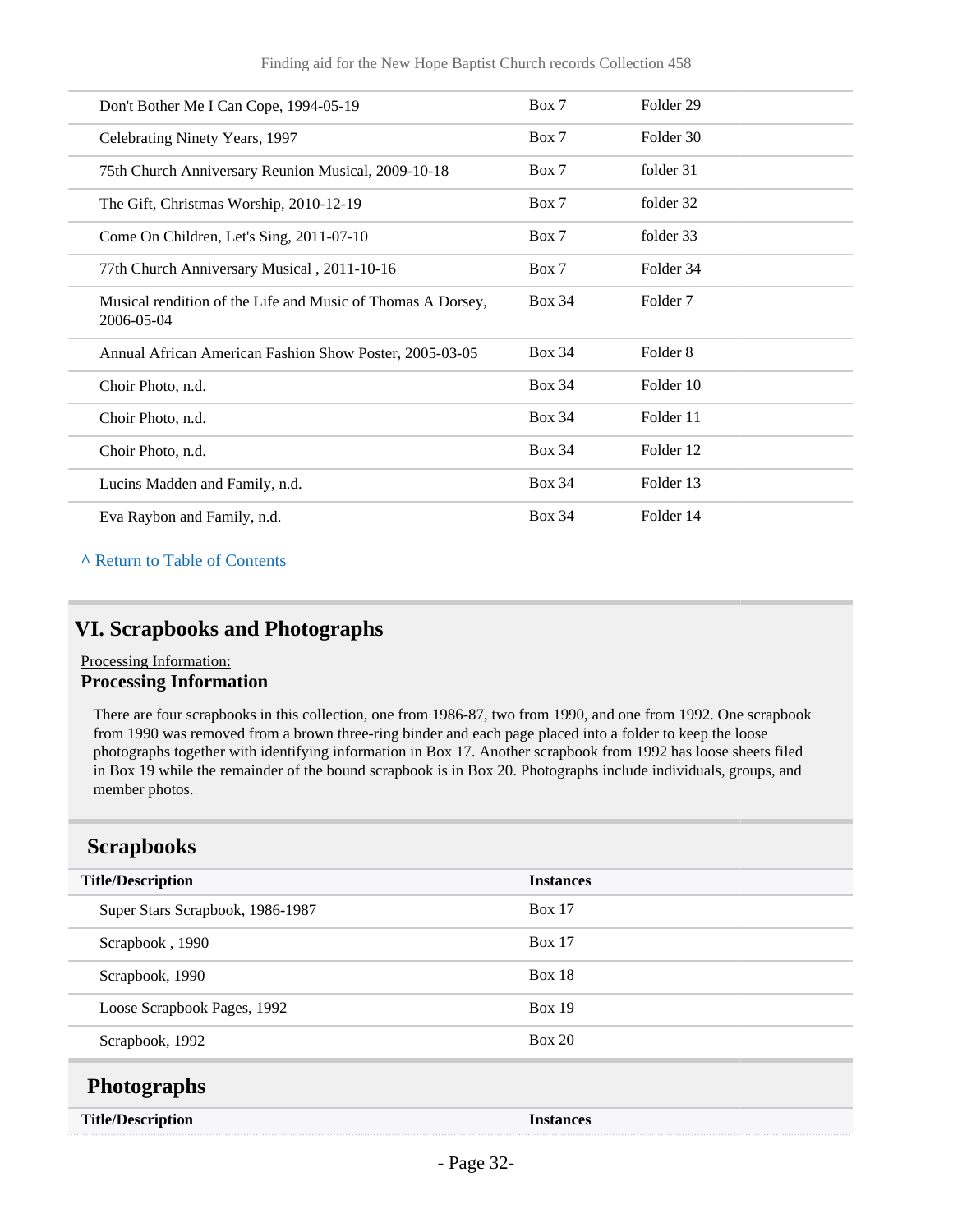| | | |
|---|---|---|
| Don't Bother Me I Can Cope, 1994-05-19 | Box 7 | Folder 29 |
| Celebrating Ninety Years, 1997 | Box 7 | Folder 30 |
| 75th Church Anniversary Reunion Musical, 2009-10-18 | Box 7 | folder 31 |
| The Gift, Christmas Worship, 2010-12-19 | Box 7 | folder 32 |
| Come On Children, Let's Sing, 2011-07-10 | Box 7 | folder 33 |
| 77th Church Anniversary Musical , 2011-10-16 | Box 7 | Folder 34 |
| Musical rendition of the Life and Music of Thomas A Dorsey, 2006-05-04 | Box 34 | Folder 7 |
| Annual African American Fashion Show Poster, 2005-03-05 | Box 34 | Folder 8 |
| Choir Photo, n.d. | Box 34 | Folder 10 |
| Choir Photo, n.d. | Box 34 | Folder 11 |
| Choir Photo, n.d. | Box 34 | Folder 12 |
| Lucins Madden and Family, n.d. | Box 34 | Folder 13 |
| Eva Raybon and Family, n.d. | Box 34 | Folder 14 |

^ Return to Table of Contents

## VI. Scrapbooks and Photographs

Processing Information:

**Processing Information**

There are four scrapbooks in this collection, one from 1986-87, two from 1990, and one from 1992. One scrapbook from 1990 was removed from a brown three-ring binder and each page placed into a folder to keep the loose photographs together with identifying information in Box 17. Another scrapbook from 1992 has loose sheets filed in Box 19 while the remainder of the bound scrapbook is in Box 20. Photographs include individuals, groups, and member photos.

### Scrapbooks

| Title/Description | Instances |
|---|---|
| Super Stars Scrapbook, 1986-1987 | Box 17 |
| Scrapbook , 1990 | Box 17 |
| Scrapbook, 1990 | Box 18 |
| Loose Scrapbook Pages, 1992 | Box 19 |
| Scrapbook, 1992 | Box 20 |

### Photographs

| Title/Description | Instances |
|---|---|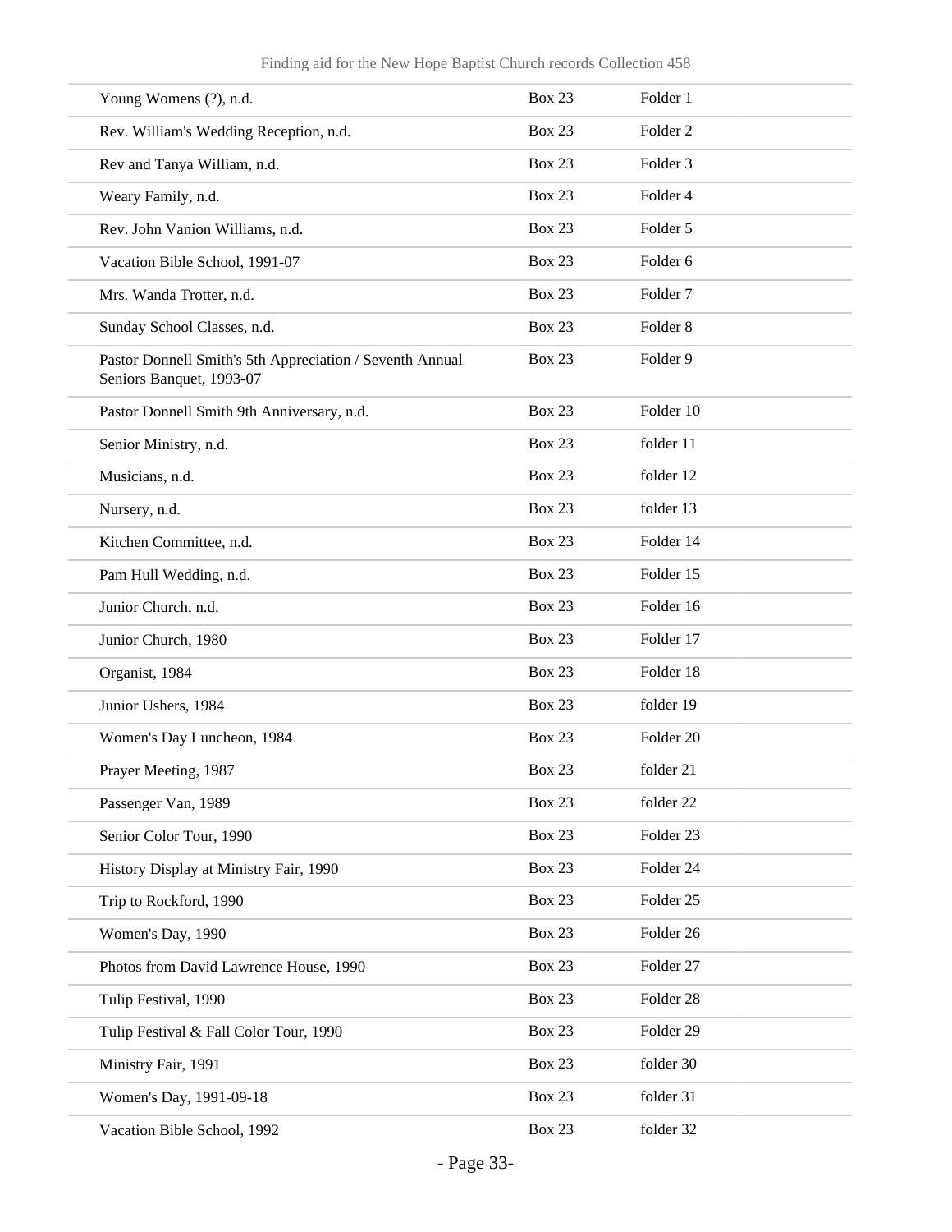| | | |
|---|---|---|
| Young Womens (?), n.d. | Box 23 | Folder 1 |
| Rev. William's Wedding Reception, n.d. | Box 23 | Folder 2 |
| Rev and Tanya William, n.d. | Box 23 | Folder 3 |
| Weary Family, n.d. | Box 23 | Folder 4 |
| Rev. John Vanion Williams, n.d. | Box 23 | Folder 5 |
| Vacation Bible School, 1991-07 | Box 23 | Folder 6 |
| Mrs. Wanda Trotter, n.d. | Box 23 | Folder 7 |
| Sunday School Classes, n.d. | Box 23 | Folder 8 |
| Pastor Donnell Smith's 5th Appreciation / Seventh Annual Seniors Banquet, 1993-07 | Box 23 | Folder 9 |
| Pastor Donnell Smith 9th Anniversary, n.d. | Box 23 | Folder 10 |
| Senior Ministry, n.d. | Box 23 | folder 11 |
| Musicians, n.d. | Box 23 | folder 12 |
| Nursery, n.d. | Box 23 | folder 13 |
| Kitchen Committee, n.d. | Box 23 | Folder 14 |
| Pam Hull Wedding, n.d. | Box 23 | Folder 15 |
| Junior Church, n.d. | Box 23 | Folder 16 |
| Junior Church, 1980 | Box 23 | Folder 17 |
| Organist, 1984 | Box 23 | Folder 18 |
| Junior Ushers, 1984 | Box 23 | folder 19 |
| Women's Day Luncheon, 1984 | Box 23 | Folder 20 |
| Prayer Meeting, 1987 | Box 23 | folder 21 |
| Passenger Van, 1989 | Box 23 | folder 22 |
| Senior Color Tour, 1990 | Box 23 | Folder 23 |
| History Display at Ministry Fair, 1990 | Box 23 | Folder 24 |
| Trip to Rockford, 1990 | Box 23 | Folder 25 |
| Women's Day, 1990 | Box 23 | Folder 26 |
| Photos from David Lawrence House, 1990 | Box 23 | Folder 27 |
| Tulip Festival, 1990 | Box 23 | Folder 28 |
| Tulip Festival & Fall Color Tour, 1990 | Box 23 | Folder 29 |
| Ministry Fair, 1991 | Box 23 | folder 30 |
| Women's Day, 1991-09-18 | Box 23 | folder 31 |
| Vacation Bible School, 1992 | Box 23 | folder 32 |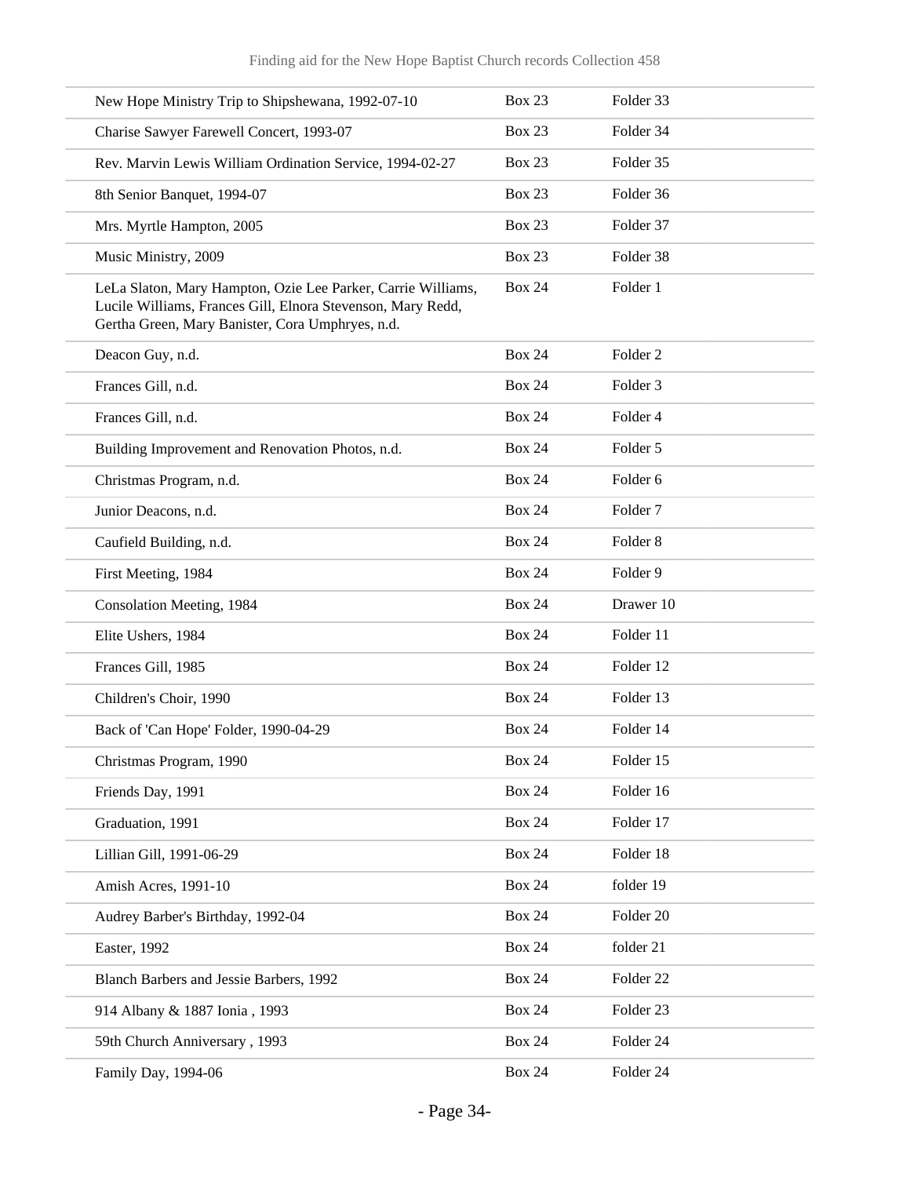| | | |
|---|---|---|
| New Hope Ministry Trip to Shipshewana, 1992-07-10 | Box 23 | Folder 33 |
| Charise Sawyer Farewell Concert, 1993-07 | Box 23 | Folder 34 |
| Rev. Marvin Lewis William Ordination Service, 1994-02-27 | Box 23 | Folder 35 |
| 8th Senior Banquet, 1994-07 | Box 23 | Folder 36 |
| Mrs. Myrtle Hampton, 2005 | Box 23 | Folder 37 |
| Music Ministry, 2009 | Box 23 | Folder 38 |
| LeLa Slaton, Mary Hampton, Ozie Lee Parker, Carrie Williams, Lucile Williams, Frances Gill, Elnora Stevenson, Mary Redd, Gertha Green, Mary Banister, Cora Umphryes, n.d. | Box 24 | Folder 1 |
| Deacon Guy, n.d. | Box 24 | Folder 2 |
| Frances Gill, n.d. | Box 24 | Folder 3 |
| Frances Gill, n.d. | Box 24 | Folder 4 |
| Building Improvement and Renovation Photos, n.d. | Box 24 | Folder 5 |
| Christmas Program, n.d. | Box 24 | Folder 6 |
| Junior Deacons, n.d. | Box 24 | Folder 7 |
| Caufield Building, n.d. | Box 24 | Folder 8 |
| First Meeting, 1984 | Box 24 | Folder 9 |
| Consolation Meeting, 1984 | Box 24 | Drawer 10 |
| Elite Ushers, 1984 | Box 24 | Folder 11 |
| Frances Gill, 1985 | Box 24 | Folder 12 |
| Children's Choir, 1990 | Box 24 | Folder 13 |
| Back of 'Can Hope' Folder, 1990-04-29 | Box 24 | Folder 14 |
| Christmas Program, 1990 | Box 24 | Folder 15 |
| Friends Day, 1991 | Box 24 | Folder 16 |
| Graduation, 1991 | Box 24 | Folder 17 |
| Lillian Gill, 1991-06-29 | Box 24 | Folder 18 |
| Amish Acres, 1991-10 | Box 24 | folder 19 |
| Audrey Barber's Birthday, 1992-04 | Box 24 | Folder 20 |
| Easter, 1992 | Box 24 | folder 21 |
| Blanch Barbers and Jessie Barbers, 1992 | Box 24 | Folder 22 |
| 914 Albany & 1887 Ionia , 1993 | Box 24 | Folder 23 |
| 59th Church Anniversary , 1993 | Box 24 | Folder 24 |
| Family Day, 1994-06 | Box 24 | Folder 24 |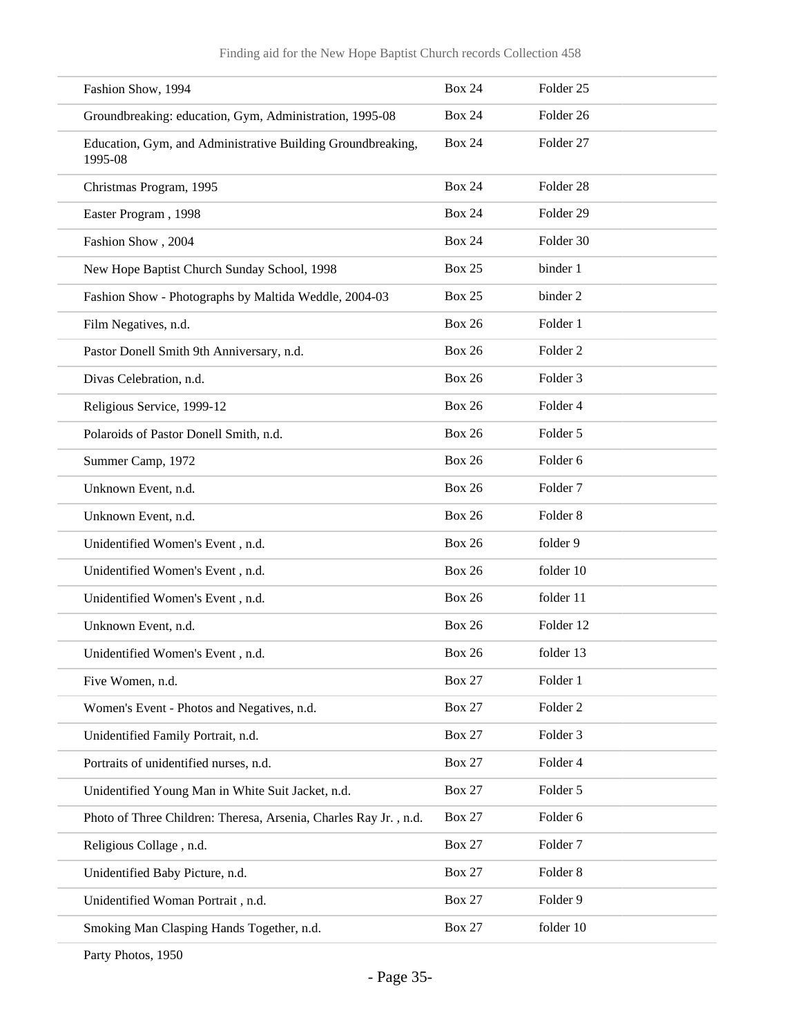| | | |
|---|---|---|
| Fashion Show, 1994 | Box 24 | Folder 25 |
| Groundbreaking: education, Gym, Administration, 1995-08 | Box 24 | Folder 26 |
| Education, Gym, and Administrative Building Groundbreaking, 1995-08 | Box 24 | Folder 27 |
| Christmas Program, 1995 | Box 24 | Folder 28 |
| Easter Program , 1998 | Box 24 | Folder 29 |
| Fashion Show , 2004 | Box 24 | Folder 30 |
| New Hope Baptist Church Sunday School, 1998 | Box 25 | binder 1 |
| Fashion Show - Photographs by Maltida Weddle, 2004-03 | Box 25 | binder 2 |
| Film Negatives, n.d. | Box 26 | Folder 1 |
| Pastor Donell Smith 9th Anniversary, n.d. | Box 26 | Folder 2 |
| Divas Celebration, n.d. | Box 26 | Folder 3 |
| Religious Service, 1999-12 | Box 26 | Folder 4 |
| Polaroids of Pastor Donell Smith, n.d. | Box 26 | Folder 5 |
| Summer Camp, 1972 | Box 26 | Folder 6 |
| Unknown Event, n.d. | Box 26 | Folder 7 |
| Unknown Event, n.d. | Box 26 | Folder 8 |
| Unidentified Women's Event , n.d. | Box 26 | folder 9 |
| Unidentified Women's Event , n.d. | Box 26 | folder 10 |
| Unidentified Women's Event , n.d. | Box 26 | folder 11 |
| Unknown Event, n.d. | Box 26 | Folder 12 |
| Unidentified Women's Event , n.d. | Box 26 | folder 13 |
| Five Women, n.d. | Box 27 | Folder 1 |
| Women's Event - Photos and Negatives, n.d. | Box 27 | Folder 2 |
| Unidentified Family Portrait, n.d. | Box 27 | Folder 3 |
| Portraits of unidentified nurses, n.d. | Box 27 | Folder 4 |
| Unidentified Young Man in White Suit Jacket, n.d. | Box 27 | Folder 5 |
| Photo of Three Children: Theresa, Arsenia, Charles Ray Jr. , n.d. | Box 27 | Folder 6 |
| Religious Collage , n.d. | Box 27 | Folder 7 |
| Unidentified Baby Picture, n.d. | Box 27 | Folder 8 |
| Unidentified Woman Portrait , n.d. | Box 27 | Folder 9 |
| Smoking Man Clasping Hands Together, n.d. | Box 27 | folder 10 |
| Party Photos, 1950 | | |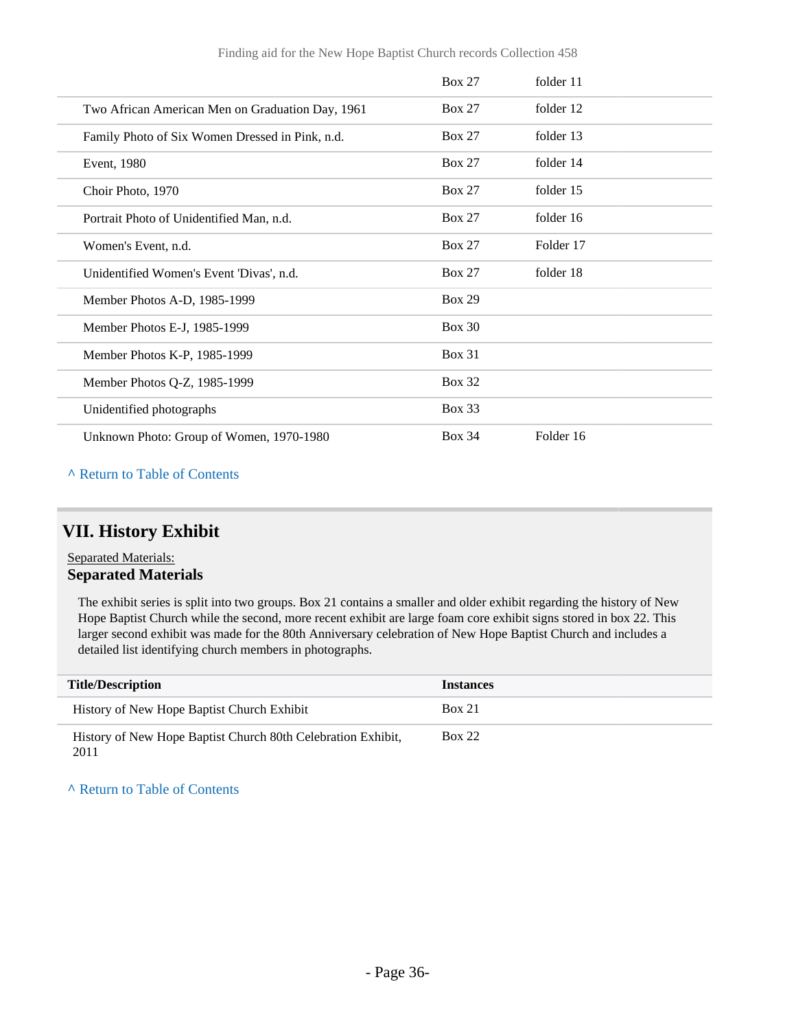| | | |
|---|---|---|
| | Box 27 | folder 11 |
| Two African American Men on Graduation Day, 1961 | Box 27 | folder 12 |
| Family Photo of Six Women Dressed in Pink, n.d. | Box 27 | folder 13 |
| Event, 1980 | Box 27 | folder 14 |
| Choir Photo, 1970 | Box 27 | folder 15 |
| Portrait Photo of Unidentified Man, n.d. | Box 27 | folder 16 |
| Women's Event, n.d. | Box 27 | Folder 17 |
| Unidentified Women's Event 'Divas', n.d. | Box 27 | folder 18 |
| Member Photos A-D, 1985-1999 | Box 29 | |
| Member Photos E-J, 1985-1999 | Box 30 | |
| Member Photos K-P, 1985-1999 | Box 31 | |
| Member Photos Q-Z, 1985-1999 | Box 32 | |
| Unidentified photographs | Box 33 | |
| Unknown Photo: Group of Women, 1970-1980 | Box 34 | Folder 16 |

^ Return to Table of Contents

## VII. History Exhibit

Separated Materials:

**Separated Materials**

The exhibit series is split into two groups. Box 21 contains a smaller and older exhibit regarding the history of New Hope Baptist Church while the second, more recent exhibit are large foam core exhibit signs stored in box 22. This larger second exhibit was made for the 80th Anniversary celebration of New Hope Baptist Church and includes a detailed list identifying church members in photographs.

| Title/Description | Instances |
|---|---|
| History of New Hope Baptist Church Exhibit | Box 21 |
| History of New Hope Baptist Church 80th Celebration Exhibit, 2011 | Box 22 |

^ Return to Table of Contents